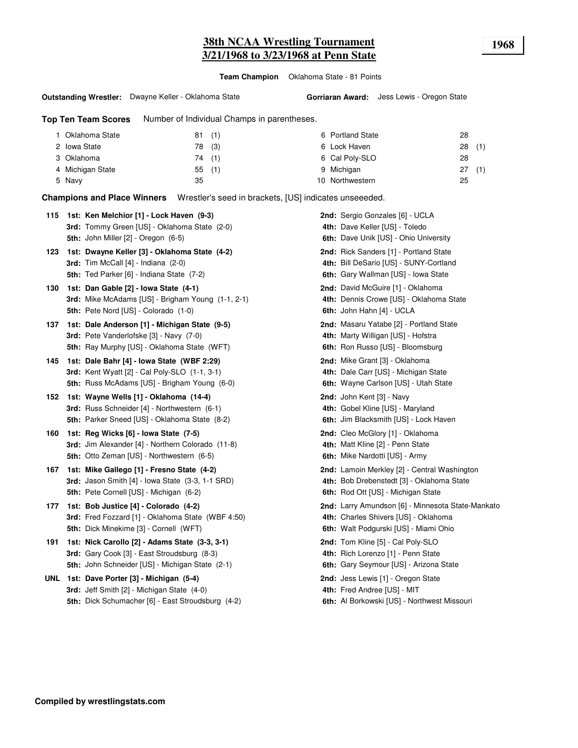# 38th NCAA Wrestling Tournament
## 3/21/1968 to 3/23/1968 at Penn State

**1968**

**Team Champion** Oklahoma State - 81 Points

**Outstanding Wrestler:** Dwayne Keller - Oklahoma State

**Gorriaran Award:** Jess Lewis - Oregon State

**Top Ten Team Scores** Number of Individual Champs in parentheses.

| Rank | Team | Points | Champs | Rank | Team | Points | Champs |
|---|---|---|---|---|---|---|---|
| 1 | Oklahoma State | 81 | (1) | 6 | Portland State | 28 | |
| 2 | Iowa State | 78 | (3) | 6 | Lock Haven | 28 | (1) |
| 3 | Oklahoma | 74 | (1) | 6 | Cal Poly-SLO | 28 | |
| 4 | Michigan State | 55 | (1) | 9 | Michigan | 27 | (1) |
| 5 | Navy | 35 | | 10 | Northwestern | 25 | |

**Champions and Place Winners** Wrestler's seed in brackets, [US] indicates unseeeded.

**115**
- **1st: Ken Melchior [1] - Lock Haven (9-3)**
- **2nd:** Sergio Gonzales [6] - UCLA
- **3rd:** Tommy Green [US] - Oklahoma State (2-0)
- **4th:** Dave Keller [US] - Toledo
- **5th:** John Miller [2] - Oregon (6-5)
- **6th:** Dave Unik [US] - Ohio University

**123**
- **1st: Dwayne Keller [3] - Oklahoma State (4-2)**
- **2nd:** Rick Sanders [1] - Portland State
- **3rd:** Tim McCall [4] - Indiana (2-0)
- **4th:** Bill DeSario [US] - SUNY-Cortland
- **5th:** Ted Parker [6] - Indiana State (7-2)
- **6th:** Gary Wallman [US] - Iowa State

**130**
- **1st: Dan Gable [2] - Iowa State (4-1)**
- **2nd:** David McGuire [1] - Oklahoma
- **3rd:** Mike McAdams [US] - Brigham Young (1-1, 2-1)
- **4th:** Dennis Crowe [US] - Oklahoma State
- **5th:** Pete Nord [US] - Colorado (1-0)
- **6th:** John Hahn [4] - UCLA

**137**
- **1st: Dale Anderson [1] - Michigan State (9-5)**
- **2nd:** Masaru Yatabe [2] - Portland State
- **3rd:** Pete Vanderlofske [3] - Navy (7-0)
- **4th:** Marty Willigan [US] - Hofstra
- **5th:** Ray Murphy [US] - Oklahoma State (WFT)
- **6th:** Ron Russo [US] - Bloomsburg

**145**
- **1st: Dale Bahr [4] - Iowa State (WBF 2:29)**
- **2nd:** Mike Grant [3] - Oklahoma
- **3rd:** Kent Wyatt [2] - Cal Poly-SLO (1-1, 3-1)
- **4th:** Dale Carr [US] - Michigan State
- **5th:** Russ McAdams [US] - Brigham Young (6-0)
- **6th:** Wayne Carlson [US] - Utah State

**152**
- **1st: Wayne Wells [1] - Oklahoma (14-4)**
- **2nd:** John Kent [3] - Navy
- **3rd:** Russ Schneider [4] - Northwestern (6-1)
- **4th:** Gobel Kline [US] - Maryland
- **5th:** Parker Sneed [US] - Oklahoma State (8-2)
- **6th:** Jim Blacksmith [US] - Lock Haven

**160**
- **1st: Reg Wicks [6] - Iowa State (7-5)**
- **2nd:** Cleo McGlory [1] - Oklahoma
- **3rd:** Jim Alexander [4] - Northern Colorado (11-8)
- **4th:** Matt Kline [2] - Penn State
- **5th:** Otto Zeman [US] - Northwestern (6-5)
- **6th:** Mike Nardotti [US] - Army

**167**
- **1st: Mike Gallego [1] - Fresno State (4-2)**
- **2nd:** Lamoin Merkley [2] - Central Washington
- **3rd:** Jason Smith [4] - Iowa State (3-3, 1-1 SRD)
- **4th:** Bob Drebenstedt [3] - Oklahoma State
- **5th:** Pete Cornell [US] - Michigan (6-2)
- **6th:** Rod Ott [US] - Michigan State

**177**
- **1st: Bob Justice [4] - Colorado (4-2)**
- **2nd:** Larry Amundson [6] - Minnesota State-Mankato
- **3rd:** Fred Fozzard [1] - Oklahoma State (WBF 4:50)
- **4th:** Charles Shivers [US] - Oklahoma
- **5th:** Dick Minekime [3] - Cornell (WFT)
- **6th:** Walt Podgurski [US] - Miami Ohio

**191**
- **1st: Nick Carollo [2] - Adams State (3-3, 3-1)**
- **2nd:** Tom Kline [5] - Cal Poly-SLO
- **3rd:** Gary Cook [3] - East Stroudsburg (8-3)
- **4th:** Rich Lorenzo [1] - Penn State
- **5th:** John Schneider [US] - Michigan State (2-1)
- **6th:** Gary Seymour [US] - Arizona State

**UNL**
- **1st: Dave Porter [3] - Michigan (5-4)**
- **2nd:** Jess Lewis [1] - Oregon State
- **3rd:** Jeff Smith [2] - Michigan State (4-0)
- **4th:** Fred Andree [US] - MIT
- **5th:** Dick Schumacher [6] - East Stroudsburg (4-2)
- **6th:** Al Borkowski [US] - Northwest Missouri

**Compiled by wrestlingstats.com**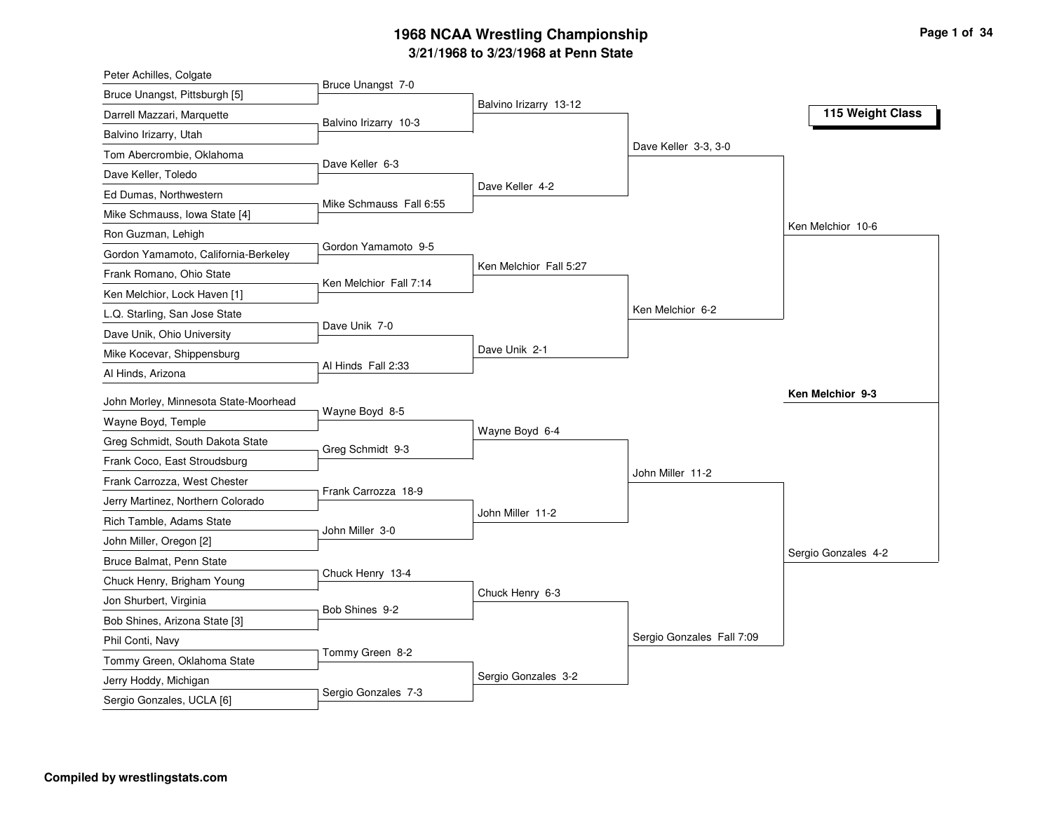# 1968 NCAA Wrestling Championship

## 3/21/1968 to 3/23/1968 at Penn State

### 115 Weight Class

**First Round**

- Peter Achilles, Colgate vs. Bruce Unangst, Pittsburgh [5] — Bruce Unangst 7-0
- Darrell Mazzari, Marquette vs. Balvino Irizarry, Utah — Balvino Irizarry 10-3
- Tom Abercrombie, Oklahoma vs. Dave Keller, Toledo — Dave Keller 6-3
- Ed Dumas, Northwestern vs. Mike Schmauss, Iowa State [4] — Mike Schmauss Fall 6:55
- Ron Guzman, Lehigh vs. Gordon Yamamoto, California-Berkeley — Gordon Yamamoto 9-5
- Frank Romano, Ohio State vs. Ken Melchior, Lock Haven [1] — Ken Melchior Fall 7:14
- L.Q. Starling, San Jose State vs. Dave Unik, Ohio University — Dave Unik 7-0
- Mike Kocevar, Shippensburg vs. Al Hinds, Arizona — Al Hinds Fall 2:33
- John Morley, Minnesota State-Moorhead vs. Wayne Boyd, Temple — Wayne Boyd 8-5
- Greg Schmidt, South Dakota State vs. Frank Coco, East Stroudsburg — Greg Schmidt 9-3
- Frank Carrozza, West Chester vs. Jerry Martinez, Northern Colorado — Frank Carrozza 18-9
- Rich Tamble, Adams State vs. John Miller, Oregon [2] — John Miller 3-0
- Bruce Balmat, Penn State vs. Chuck Henry, Brigham Young — Chuck Henry 13-4
- Jon Shurbert, Virginia vs. Bob Shines, Arizona State [3] — Bob Shines 9-2
- Phil Conti, Navy vs. Tommy Green, Oklahoma State — Tommy Green 8-2
- Jerry Hoddy, Michigan vs. Sergio Gonzales, UCLA [6] — Sergio Gonzales 7-3

**Second Round**

- Balvino Irizarry 13-12
- Dave Keller 4-2
- Ken Melchior Fall 5:27
- Dave Unik 2-1
- Wayne Boyd 6-4
- John Miller 11-2
- Chuck Henry 6-3
- Sergio Gonzales 3-2

**Quarterfinals**

- Dave Keller 3-3, 3-0
- Ken Melchior 6-2
- John Miller 11-2
- Sergio Gonzales Fall 7:09

**Semifinals**

- Ken Melchior 10-6
- Sergio Gonzales 4-2

**Final**

- **Ken Melchior 9-3**

**Compiled by wrestlingstats.com**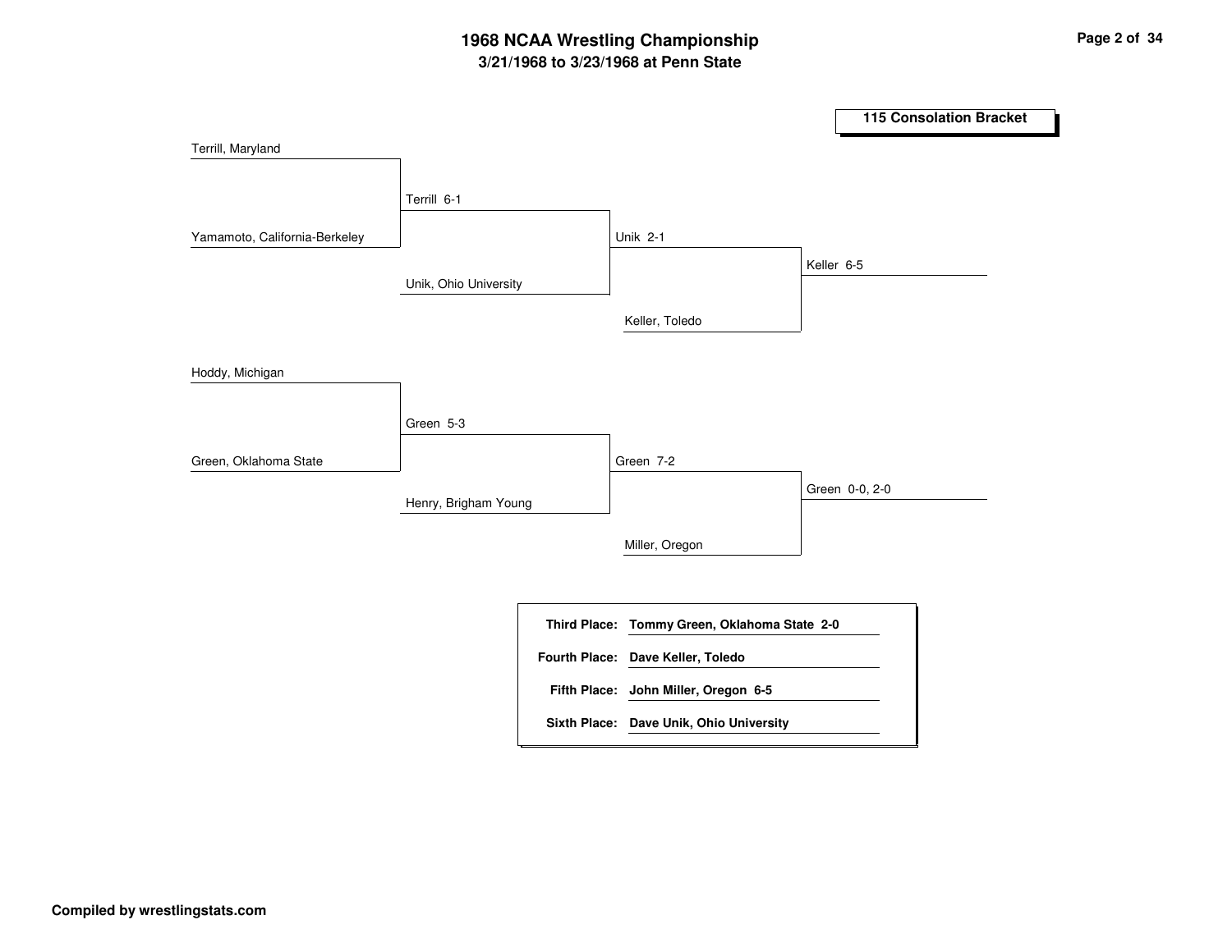# 1968 NCAA Wrestling Championship

## 3/21/1968 to 3/23/1968 at Penn State

### 115 Consolation Bracket

**Bracket 1**

- Terrill, Maryland vs. Yamamoto, California-Berkeley — Terrill 6-1
- Terrill vs. Unik, Ohio University — Unik 2-1
- Unik vs. Keller, Toledo — Keller 6-5

**Bracket 2**

- Hoddy, Michigan vs. Green, Oklahoma State — Green 5-3
- Green vs. Henry, Brigham Young — Green 7-2
- Green vs. Miller, Oregon — Green 0-0, 2-0

| Place | Wrestler |
|---|---|
| **Third Place:** | **Tommy Green, Oklahoma State 2-0** |
| **Fourth Place:** | **Dave Keller, Toledo** |
| **Fifth Place:** | **John Miller, Oregon 6-5** |
| **Sixth Place:** | **Dave Unik, Ohio University** |

**Compiled by wrestlingstats.com**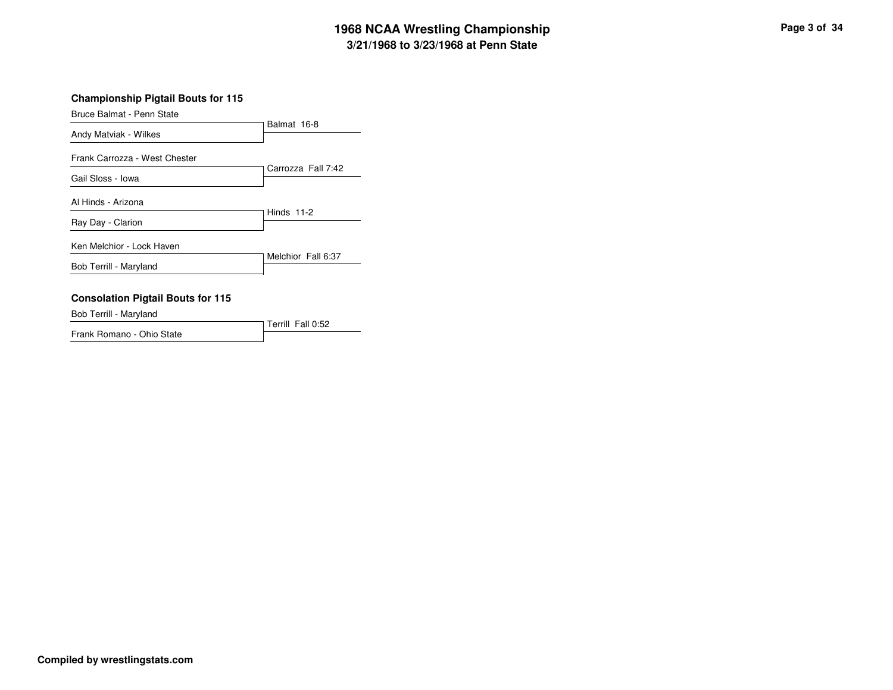# 1968 NCAA Wrestling Championship
## 3/21/1968 to 3/23/1968 at Penn State

### Championship Pigtail Bouts for 115

| Wrestler 1 | Wrestler 2 | Result |
| --- | --- | --- |
| Bruce Balmat - Penn State | Andy Matviak - Wilkes | Balmat 16-8 |
| Frank Carrozza - West Chester | Gail Sloss - Iowa | Carrozza Fall 7:42 |
| Al Hinds - Arizona | Ray Day - Clarion | Hinds 11-2 |
| Ken Melchior - Lock Haven | Bob Terrill - Maryland | Melchior Fall 6:37 |

### Consolation Pigtail Bouts for 115

| Wrestler 1 | Wrestler 2 | Result |
| --- | --- | --- |
| Bob Terrill - Maryland | Frank Romano - Ohio State | Terrill Fall 0:52 |

**Compiled by wrestlingstats.com**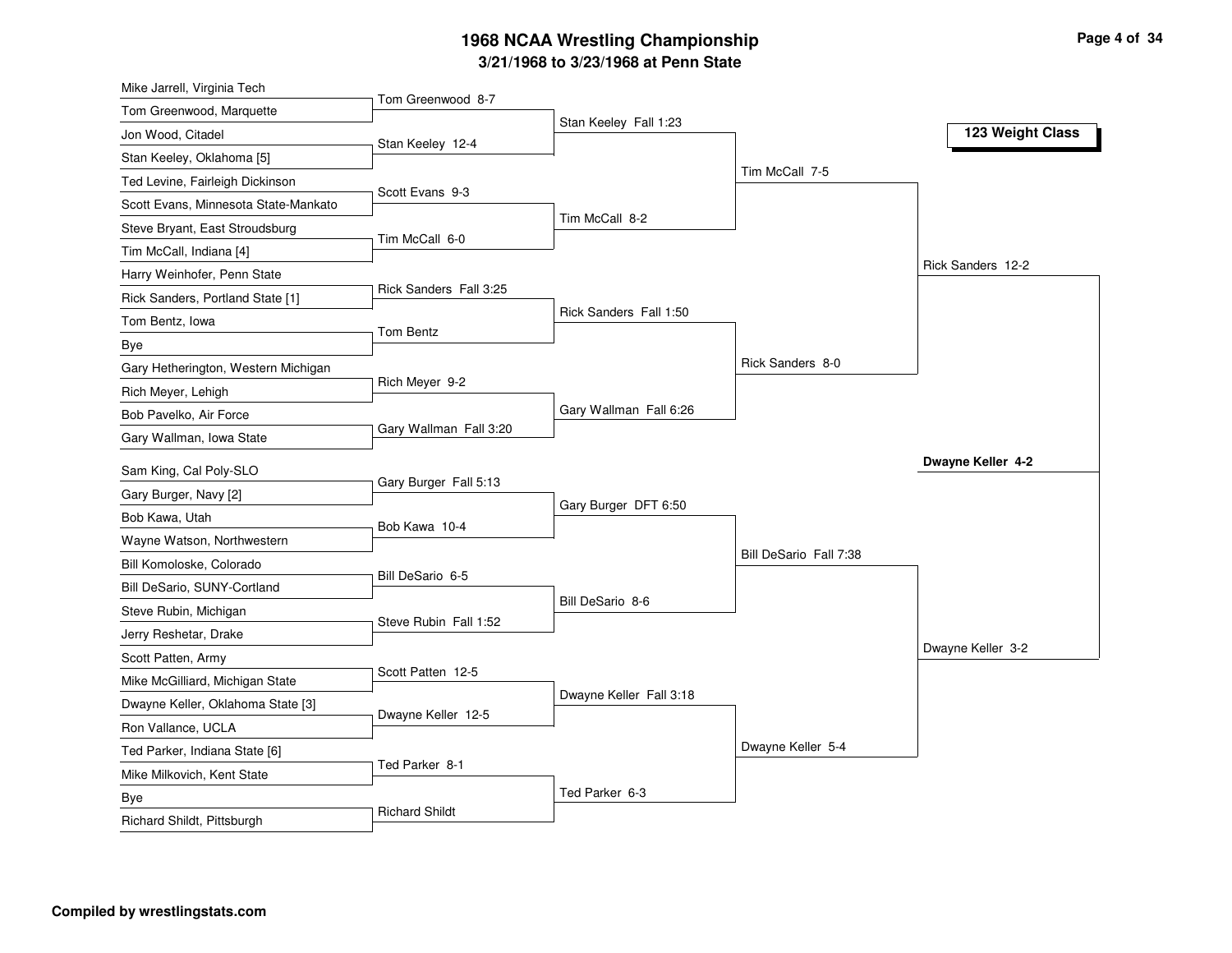# 1968 NCAA Wrestling Championship

**3/21/1968 to 3/23/1968 at Penn State**

## 123 Weight Class

### First Round

- Mike Jarrell, Virginia Tech vs. Tom Greenwood, Marquette — Tom Greenwood 8-7
- Jon Wood, Citadel vs. Stan Keeley, Oklahoma [5] — Stan Keeley 12-4
- Ted Levine, Fairleigh Dickinson vs. Scott Evans, Minnesota State-Mankato — Scott Evans 9-3
- Steve Bryant, East Stroudsburg vs. Tim McCall, Indiana [4] — Tim McCall 6-0
- Harry Weinhofer, Penn State vs. Rick Sanders, Portland State [1] — Rick Sanders Fall 3:25
- Tom Bentz, Iowa vs. Bye — Tom Bentz
- Gary Hetherington, Western Michigan vs. Rich Meyer, Lehigh — Rich Meyer 9-2
- Bob Pavelko, Air Force vs. Gary Wallman, Iowa State — Gary Wallman Fall 3:20
- Sam King, Cal Poly-SLO vs. Gary Burger, Navy [2] — Gary Burger Fall 5:13
- Bob Kawa, Utah vs. Wayne Watson, Northwestern — Bob Kawa 10-4
- Bill Komoloske, Colorado vs. Bill DeSario, SUNY-Cortland — Bill DeSario 6-5
- Steve Rubin, Michigan vs. Jerry Reshetar, Drake — Steve Rubin Fall 1:52
- Scott Patten, Army vs. Mike McGilliard, Michigan State — Scott Patten 12-5
- Dwayne Keller, Oklahoma State [3] vs. Ron Vallance, UCLA — Dwayne Keller 12-5
- Ted Parker, Indiana State [6] vs. Mike Milkovich, Kent State — Ted Parker 8-1
- Bye vs. Richard Shildt, Pittsburgh — Richard Shildt

### Second Round

- Stan Keeley Fall 1:23
- Tim McCall 8-2
- Rick Sanders Fall 1:50
- Gary Wallman Fall 6:26
- Gary Burger DFT 6:50
- Bill DeSario 8-6
- Dwayne Keller Fall 3:18
- Ted Parker 6-3

### Quarterfinals

- Tim McCall 7-5
- Rick Sanders 8-0
- Bill DeSario Fall 7:38
- Dwayne Keller 5-4

### Semifinals

- Rick Sanders 12-2
- Dwayne Keller 3-2

### Final

- **Dwayne Keller 4-2**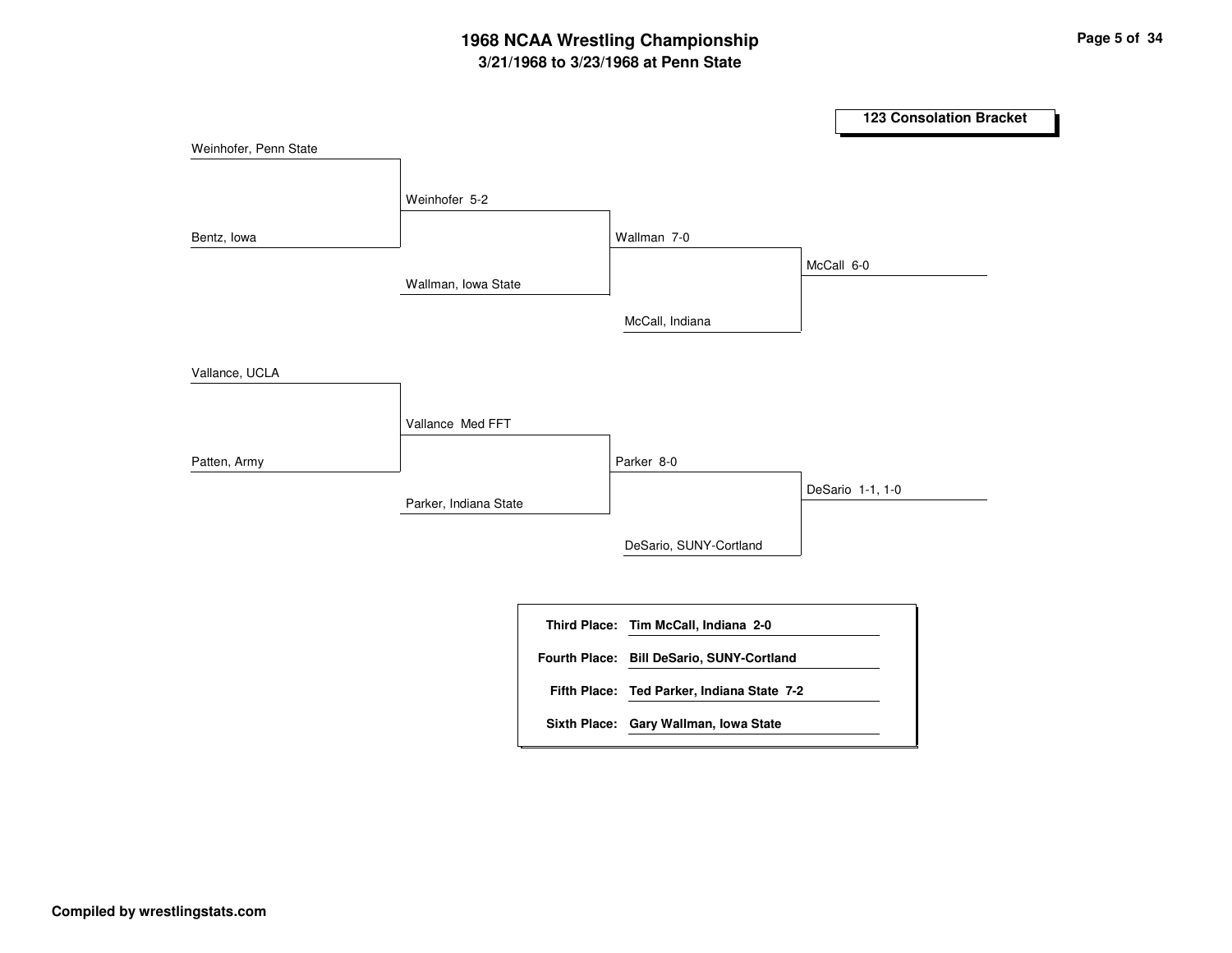# 1968 NCAA Wrestling Championship

## 3/21/1968 to 3/23/1968 at Penn State

### 123 Consolation Bracket

Weinhofer, Penn State

Bentz, Iowa

Weinhofer 5-2

Wallman, Iowa State

Wallman 7-0

McCall, Indiana

McCall 6-0

Vallance, UCLA

Patten, Army

Vallance Med FFT

Parker, Indiana State

Parker 8-0

DeSario, SUNY-Cortland

DeSario 1-1, 1-0

| | |
|---|---|
| **Third Place:** | **Tim McCall, Indiana 2-0** |
| **Fourth Place:** | **Bill DeSario, SUNY-Cortland** |
| **Fifth Place:** | **Ted Parker, Indiana State 7-2** |
| **Sixth Place:** | **Gary Wallman, Iowa State** |

**Compiled by wrestlingstats.com**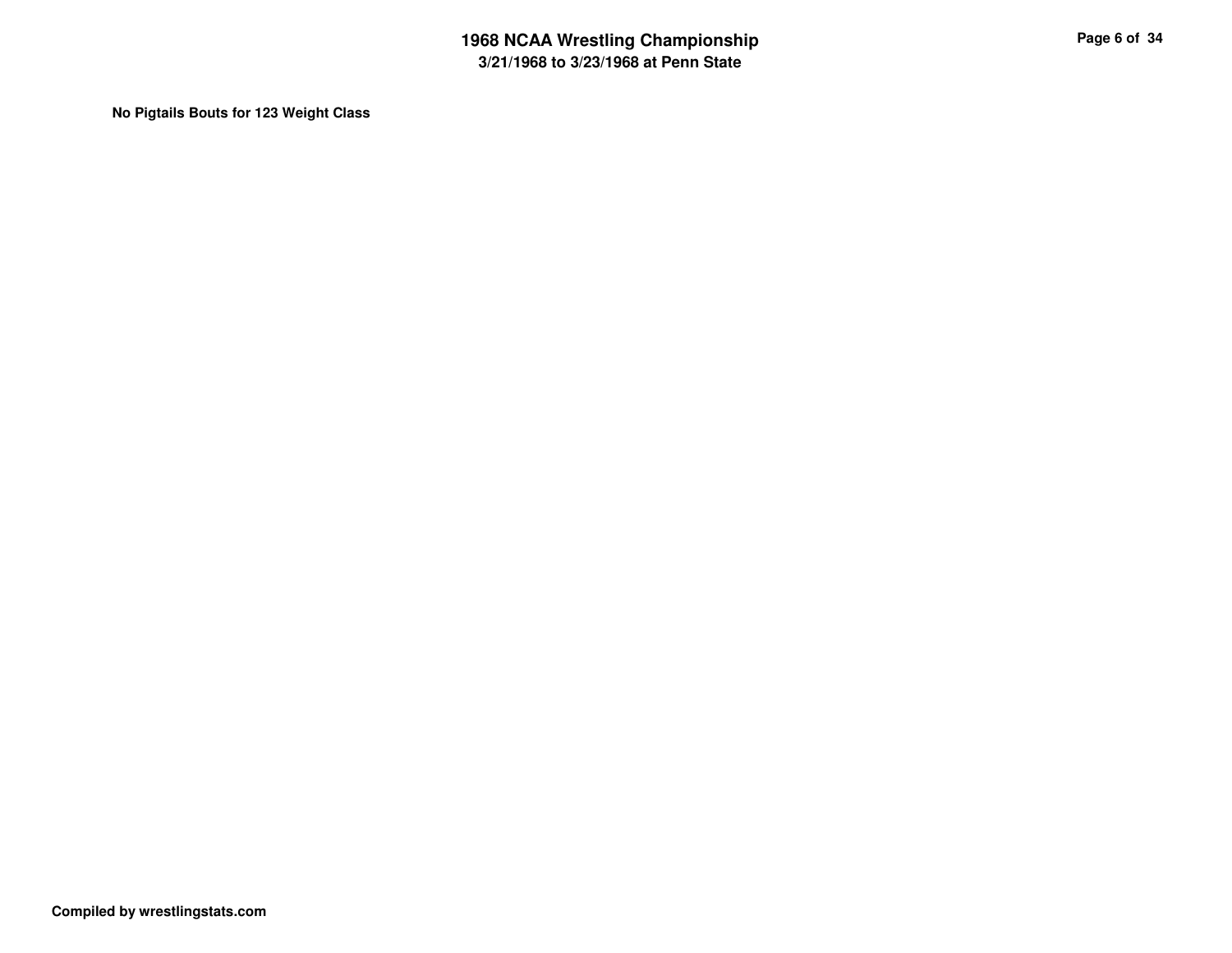**No Pigtails Bouts for 123 Weight Class**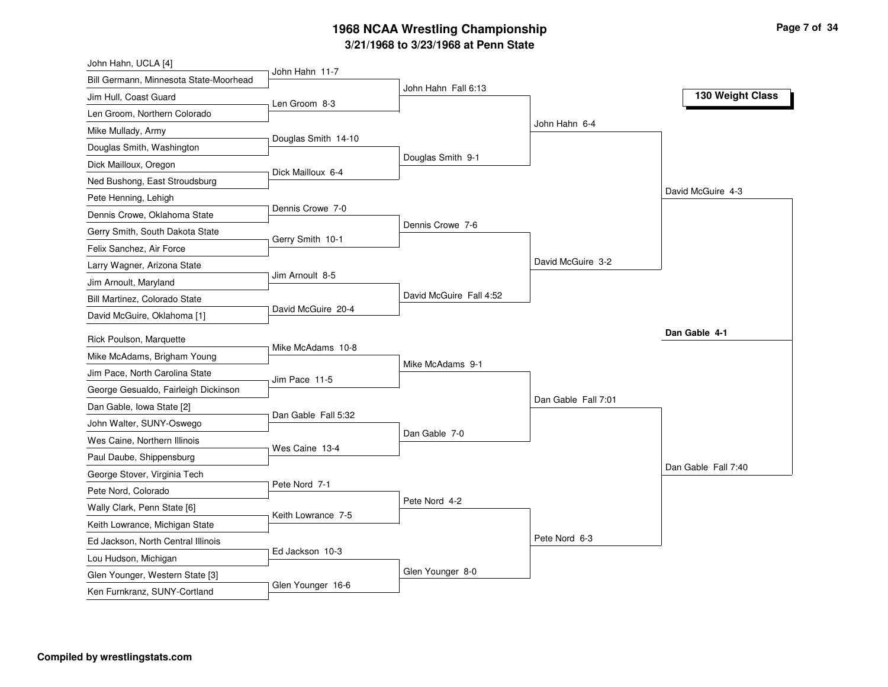# 1968 NCAA Wrestling Championship

## 3/21/1968 to 3/23/1968 at Penn State

### 130 Weight Class

**First Round**

- John Hahn, UCLA [4] vs. Bill Germann, Minnesota State-Moorhead — John Hahn 11-7
- Jim Hull, Coast Guard vs. Len Groom, Northern Colorado — Len Groom 8-3
- Mike Mullady, Army vs. Douglas Smith, Washington — Douglas Smith 14-10
- Dick Mailloux, Oregon vs. Ned Bushong, East Stroudsburg — Dick Mailloux 6-4
- Pete Henning, Lehigh vs. Dennis Crowe, Oklahoma State — Dennis Crowe 7-0
- Gerry Smith, South Dakota State vs. Felix Sanchez, Air Force — Gerry Smith 10-1
- Larry Wagner, Arizona State vs. Jim Arnoult, Maryland — Jim Arnoult 8-5
- Bill Martinez, Colorado State vs. David McGuire, Oklahoma [1] — David McGuire 20-4
- Rick Poulson, Marquette vs. Mike McAdams, Brigham Young — Mike McAdams 10-8
- Jim Pace, North Carolina State vs. George Gesualdo, Fairleigh Dickinson — Jim Pace 11-5
- Dan Gable, Iowa State [2] vs. John Walter, SUNY-Oswego — Dan Gable Fall 5:32
- Wes Caine, Northern Illinois vs. Paul Daube, Shippensburg — Wes Caine 13-4
- George Stover, Virginia Tech vs. Pete Nord, Colorado — Pete Nord 7-1
- Wally Clark, Penn State [6] vs. Keith Lowrance, Michigan State — Keith Lowrance 7-5
- Ed Jackson, North Central Illinois vs. Lou Hudson, Michigan — Ed Jackson 10-3
- Glen Younger, Western State [3] vs. Ken Furnkranz, SUNY-Cortland — Glen Younger 16-6

**Second Round**

- John Hahn Fall 6:13
- Douglas Smith 9-1
- Dennis Crowe 7-6
- David McGuire Fall 4:52
- Mike McAdams 9-1
- Dan Gable 7-0
- Pete Nord 4-2
- Glen Younger 8-0

**Quarterfinals**

- John Hahn 6-4
- David McGuire 3-2
- Dan Gable Fall 7:01
- Pete Nord 6-3

**Semifinals**

- David McGuire 4-3
- Dan Gable Fall 7:40

**Final**

- **Dan Gable 4-1**

Compiled by wrestlingstats.com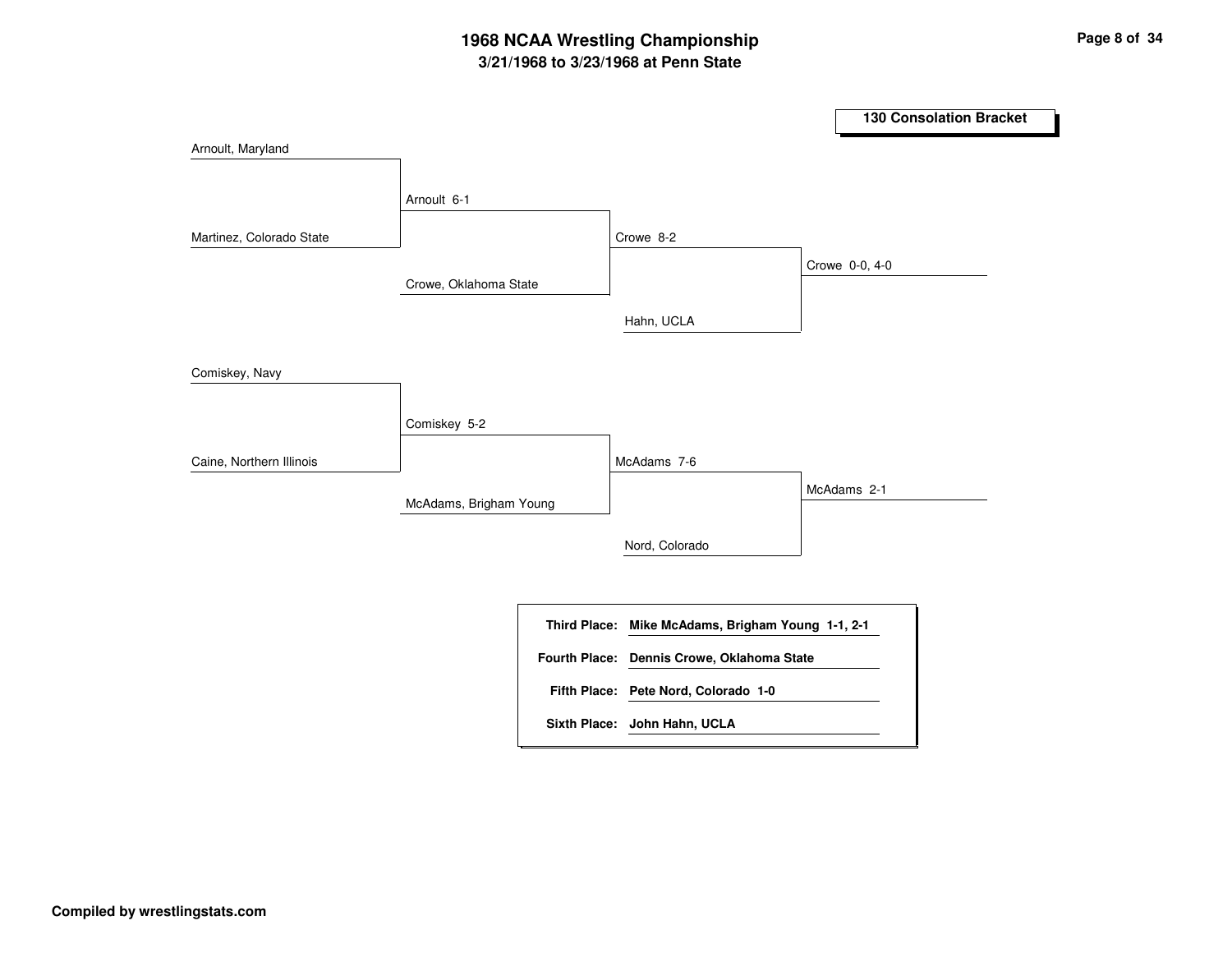# 1968 NCAA Wrestling Championship
## 3/21/1968 to 3/23/1968 at Penn State

### 130 Consolation Bracket

| Round 1 | Round 2 | Round 3 | Final |
|---|---|---|---|
| Arnoult, Maryland | | | |
| | Arnoult 6-1 | | |
| Martinez, Colorado State | | | |
| | | Crowe 8-2 | |
| | Crowe, Oklahoma State | | |
| | | | Crowe 0-0, 4-0 |
| | | Hahn, UCLA | |
| Comiskey, Navy | | | |
| | Comiskey 5-2 | | |
| Caine, Northern Illinois | | | |
| | | McAdams 7-6 | |
| | McAdams, Brigham Young | | |
| | | | McAdams 2-1 |
| | | Nord, Colorado | |

**Third Place:** Mike McAdams, Brigham Young 1-1, 2-1

**Fourth Place:** Dennis Crowe, Oklahoma State

**Fifth Place:** Pete Nord, Colorado 1-0

**Sixth Place:** John Hahn, UCLA

Compiled by wrestlingstats.com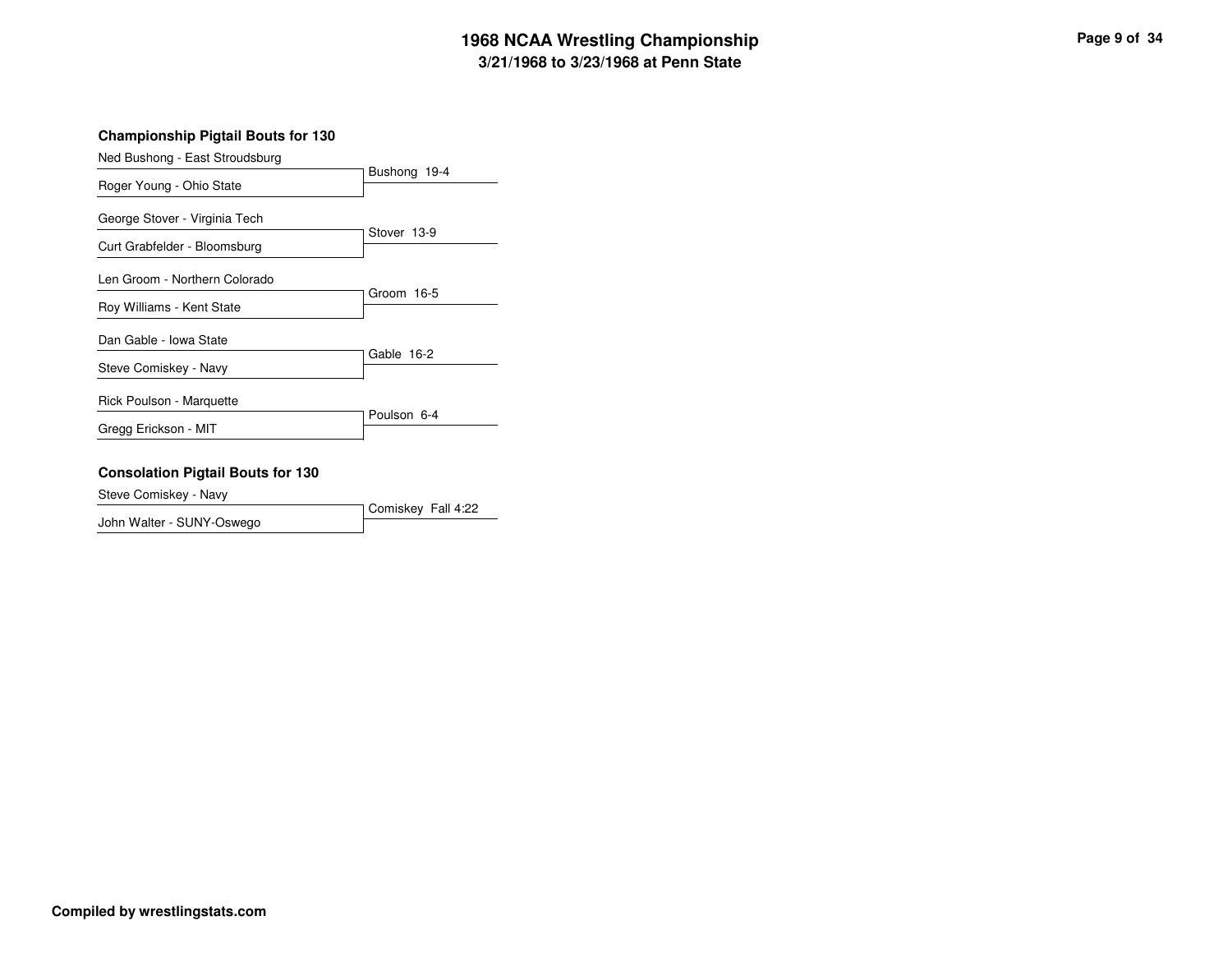### Championship Pigtail Bouts for 130

| Wrestlers | Result |
| --- | --- |
| Ned Bushong - East Stroudsburg<br>Roger Young - Ohio State | Bushong 19-4 |
| George Stover - Virginia Tech<br>Curt Grabfelder - Bloomsburg | Stover 13-9 |
| Len Groom - Northern Colorado<br>Roy Williams - Kent State | Groom 16-5 |
| Dan Gable - Iowa State<br>Steve Comiskey - Navy | Gable 16-2 |
| Rick Poulson - Marquette<br>Gregg Erickson - MIT | Poulson 6-4 |

### Consolation Pigtail Bouts for 130

| Wrestlers | Result |
| --- | --- |
| Steve Comiskey - Navy<br>John Walter - SUNY-Oswego | Comiskey Fall 4:22 |

**Compiled by wrestlingstats.com**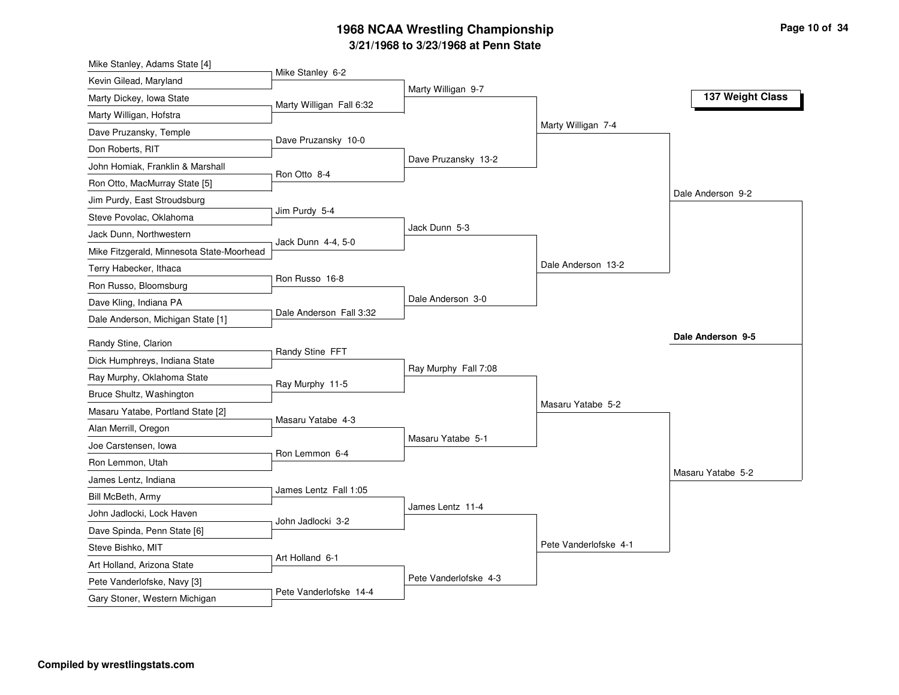# 1968 NCAA Wrestling Championship

## 3/21/1968 to 3/23/1968 at Penn State

### 137 Weight Class

**First Round**

- Mike Stanley, Adams State [4] vs. Kevin Gilead, Maryland — Mike Stanley 6-2
- Marty Dickey, Iowa State vs. Marty Willigan, Hofstra — Marty Willigan Fall 6:32
- Dave Pruzansky, Temple vs. Don Roberts, RIT — Dave Pruzansky 10-0
- John Homiak, Franklin & Marshall vs. Ron Otto, MacMurray State [5] — Ron Otto 8-4
- Jim Purdy, East Stroudsburg vs. Steve Povolac, Oklahoma — Jim Purdy 5-4
- Jack Dunn, Northwestern vs. Mike Fitzgerald, Minnesota State-Moorhead — Jack Dunn 4-4, 5-0
- Terry Habecker, Ithaca vs. Ron Russo, Bloomsburg — Ron Russo 16-8
- Dave Kling, Indiana PA vs. Dale Anderson, Michigan State [1] — Dale Anderson Fall 3:32
- Randy Stine, Clarion vs. Dick Humphreys, Indiana State — Randy Stine FFT
- Ray Murphy, Oklahoma State vs. Bruce Shultz, Washington — Ray Murphy 11-5
- Masaru Yatabe, Portland State [2] vs. Alan Merrill, Oregon — Masaru Yatabe 4-3
- Joe Carstensen, Iowa vs. Ron Lemmon, Utah — Ron Lemmon 6-4
- James Lentz, Indiana vs. Bill McBeth, Army — James Lentz Fall 1:05
- John Jadlocki, Lock Haven vs. Dave Spinda, Penn State [6] — John Jadlocki 3-2
- Steve Bishko, MIT vs. Art Holland, Arizona State — Art Holland 6-1
- Pete Vanderlofske, Navy [3] vs. Gary Stoner, Western Michigan — Pete Vanderlofske 14-4

**Second Round**

- Marty Willigan 9-7
- Dave Pruzansky 13-2
- Jack Dunn 5-3
- Dale Anderson 3-0
- Ray Murphy Fall 7:08
- Masaru Yatabe 5-1
- James Lentz 11-4
- Pete Vanderlofske 4-3

**Quarterfinals**

- Marty Willigan 7-4
- Dale Anderson 13-2
- Masaru Yatabe 5-2
- Pete Vanderlofske 4-1

**Semifinals**

- Dale Anderson 9-2
- Masaru Yatabe 5-2

**Champion**

**Dale Anderson 9-5**

**Compiled by wrestlingstats.com**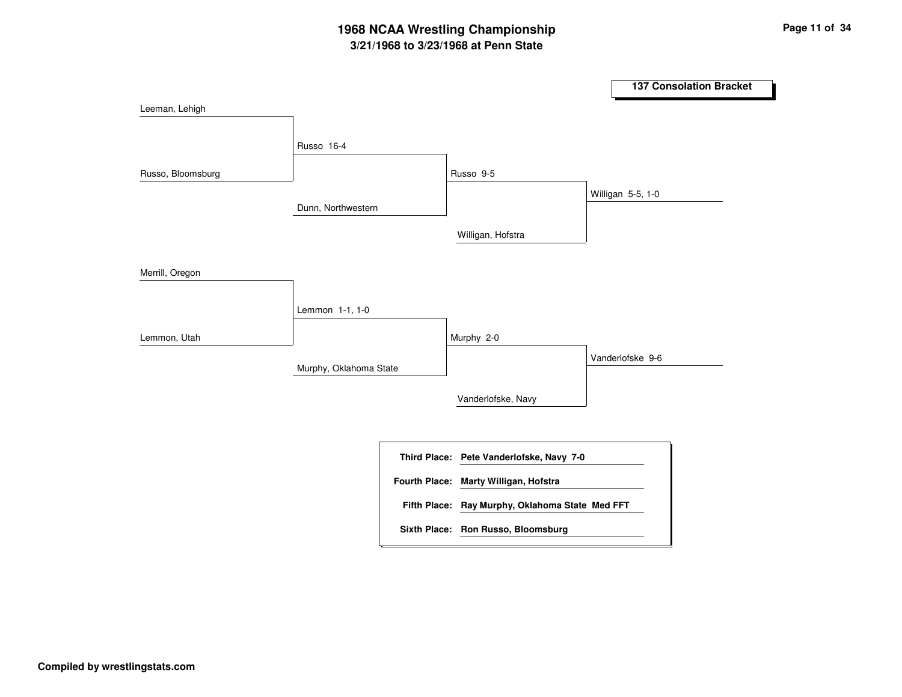# 1968 NCAA Wrestling Championship

## 3/21/1968 to 3/23/1968 at Penn State

### 137 Consolation Bracket

Leeman, Lehigh

Russo, Bloomsburg

Russo 16-4

Dunn, Northwestern

Russo 9-5

Willigan, Hofstra

Willigan 5-5, 1-0

Merrill, Oregon

Lemmon, Utah

Lemmon 1-1, 1-0

Murphy, Oklahoma State

Murphy 2-0

Vanderlofske, Navy

Vanderlofske 9-6

**Third Place:** **Pete Vanderlofske, Navy 7-0**

**Fourth Place:** **Marty Willigan, Hofstra**

**Fifth Place:** **Ray Murphy, Oklahoma State Med FFT**

**Sixth Place:** **Ron Russo, Bloomsburg**

**Compiled by wrestlingstats.com**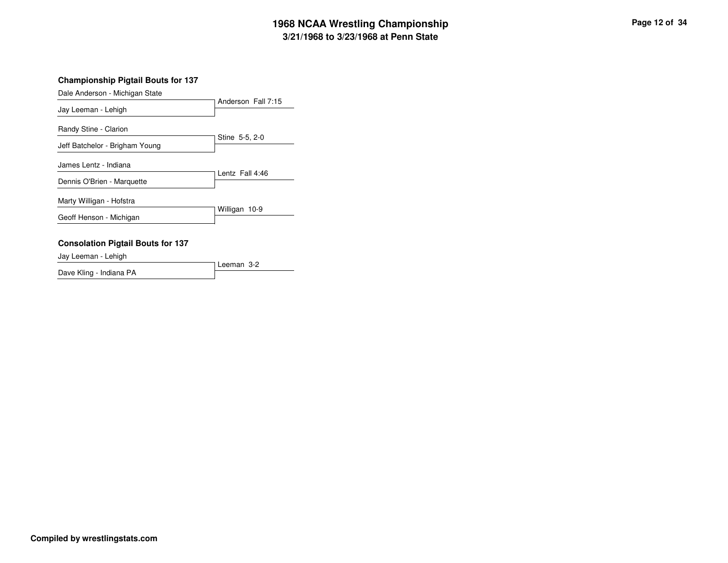# 1968 NCAA Wrestling Championship

## 3/21/1968 to 3/23/1968 at Penn State

### Championship Pigtail Bouts for 137

| Wrestlers | Result |
| --- | --- |
| Dale Anderson - Michigan State vs. Jay Leeman - Lehigh | Anderson Fall 7:15 |
| Randy Stine - Clarion vs. Jeff Batchelor - Brigham Young | Stine 5-5, 2-0 |
| James Lentz - Indiana vs. Dennis O'Brien - Marquette | Lentz Fall 4:46 |
| Marty Willigan - Hofstra vs. Geoff Henson - Michigan | Willigan 10-9 |

### Consolation Pigtail Bouts for 137

| Wrestlers | Result |
| --- | --- |
| Jay Leeman - Lehigh vs. Dave Kling - Indiana PA | Leeman 3-2 |

**Compiled by wrestlingstats.com**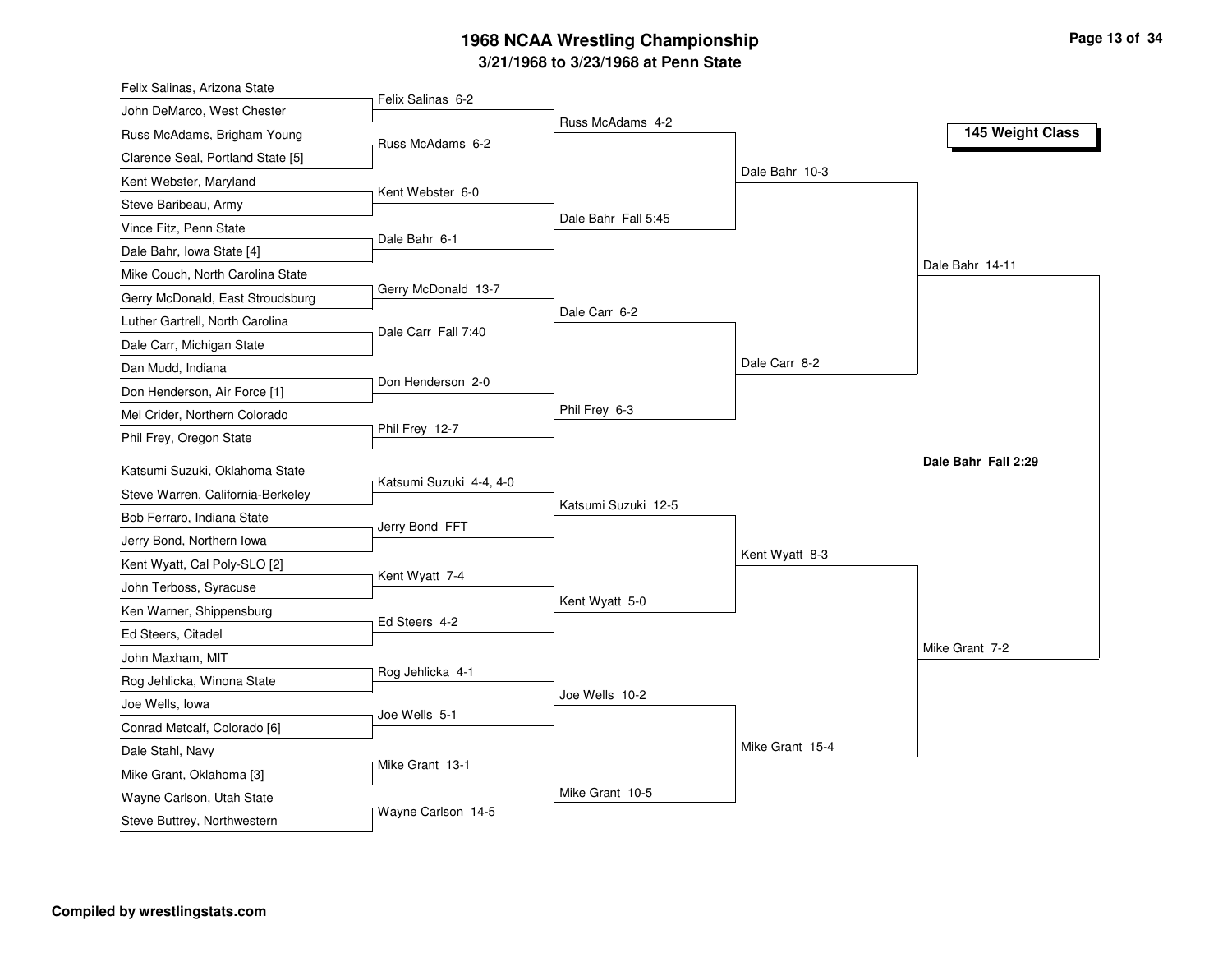# 1968 NCAA Wrestling Championship

## 3/21/1968 to 3/23/1968 at Penn State

### 145 Weight Class

**First Round**

| Wrestler 1 | Wrestler 2 | Result |
|---|---|---|
| Felix Salinas, Arizona State | John DeMarco, West Chester | Felix Salinas 6-2 |
| Russ McAdams, Brigham Young | Clarence Seal, Portland State [5] | Russ McAdams 6-2 |
| Kent Webster, Maryland | Steve Baribeau, Army | Kent Webster 6-0 |
| Vince Fitz, Penn State | Dale Bahr, Iowa State [4] | Dale Bahr 6-1 |
| Mike Couch, North Carolina State | Gerry McDonald, East Stroudsburg | Gerry McDonald 13-7 |
| Luther Gartrell, North Carolina | Dale Carr, Michigan State | Dale Carr Fall 7:40 |
| Dan Mudd, Indiana | Don Henderson, Air Force [1] | Don Henderson 2-0 |
| Mel Crider, Northern Colorado | Phil Frey, Oregon State | Phil Frey 12-7 |
| Katsumi Suzuki, Oklahoma State | Steve Warren, California-Berkeley | Katsumi Suzuki 4-4, 4-0 |
| Bob Ferraro, Indiana State | Jerry Bond, Northern Iowa | Jerry Bond FFT |
| Kent Wyatt, Cal Poly-SLO [2] | John Terboss, Syracuse | Kent Wyatt 7-4 |
| Ken Warner, Shippensburg | Ed Steers, Citadel | Ed Steers 4-2 |
| John Maxham, MIT | Rog Jehlicka, Winona State | Rog Jehlicka 4-1 |
| Joe Wells, Iowa | Conrad Metcalf, Colorado [6] | Joe Wells 5-1 |
| Dale Stahl, Navy | Mike Grant, Oklahoma [3] | Mike Grant 13-1 |
| Wayne Carlson, Utah State | Steve Buttrey, Northwestern | Wayne Carlson 14-5 |

**Second Round**

- Russ McAdams 4-2
- Dale Bahr Fall 5:45
- Dale Carr 6-2
- Phil Frey 6-3
- Katsumi Suzuki 12-5
- Kent Wyatt 5-0
- Joe Wells 10-2
- Mike Grant 10-5

**Quarterfinals**

- Dale Bahr 10-3
- Dale Carr 8-2
- Kent Wyatt 8-3
- Mike Grant 15-4

**Semifinals**

- Dale Bahr 14-11
- Mike Grant 7-2

**Final**

- **Dale Bahr Fall 2:29**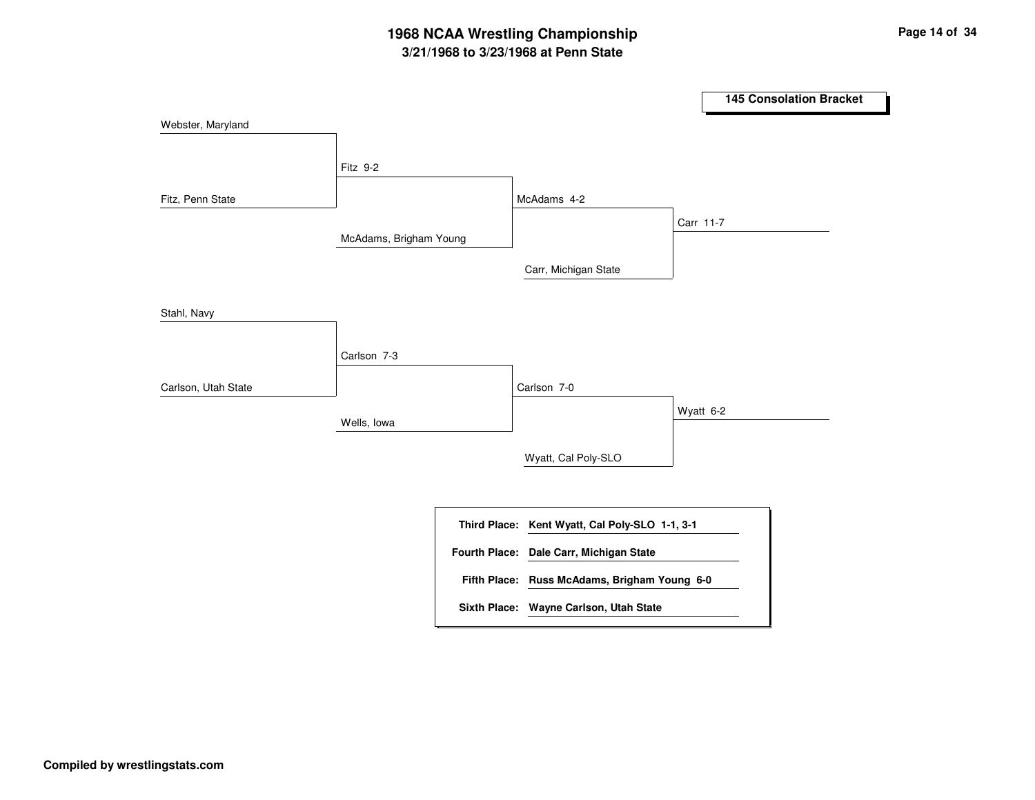# 1968 NCAA Wrestling Championship

## 3/21/1968 to 3/23/1968 at Penn State

### 145 Consolation Bracket

**Round 1**

- Webster, Maryland vs. Fitz, Penn State — Fitz 9-2
- Stahl, Navy vs. Carlson, Utah State — Carlson 7-3

**Round 2**

- Fitz vs. McAdams, Brigham Young — McAdams 4-2
- Carlson vs. Wells, Iowa — Carlson 7-0

**Round 3**

- McAdams vs. Carr, Michigan State — Carr 11-7
- Carlson vs. Wyatt, Cal Poly-SLO — Wyatt 6-2

| | |
|---|---|
| **Third Place:** | **Kent Wyatt, Cal Poly-SLO 1-1, 3-1** |
| **Fourth Place:** | **Dale Carr, Michigan State** |
| **Fifth Place:** | **Russ McAdams, Brigham Young 6-0** |
| **Sixth Place:** | **Wayne Carlson, Utah State** |

**Compiled by wrestlingstats.com**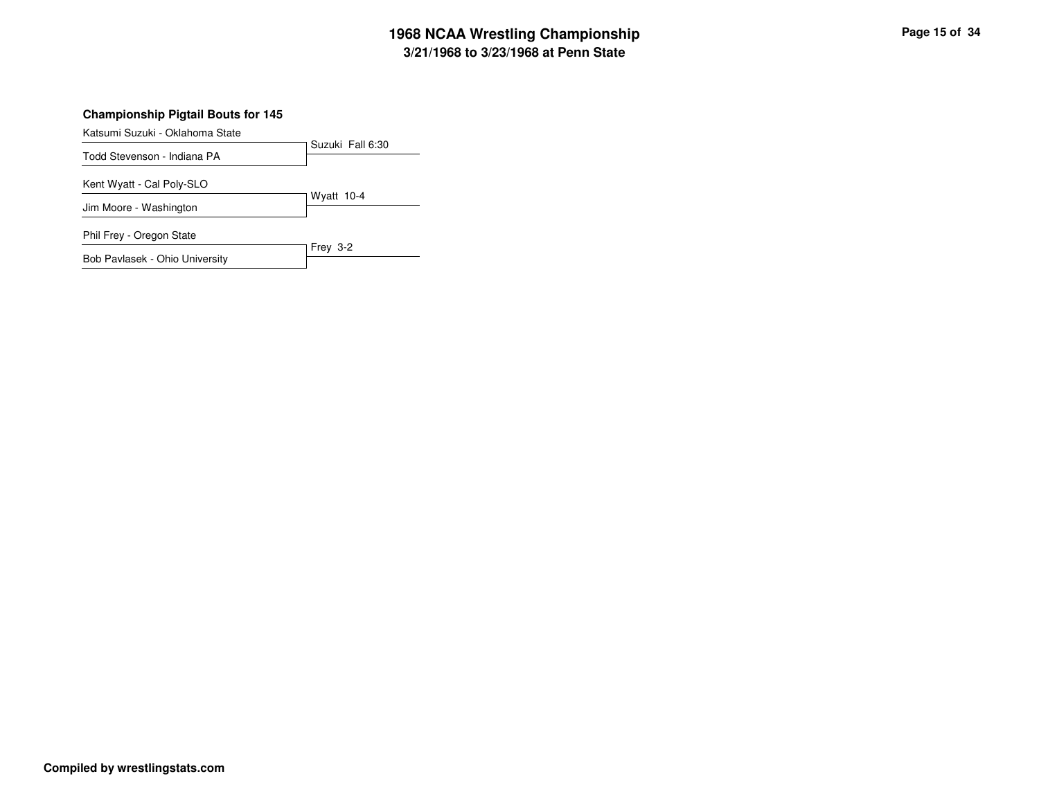## Championship Pigtail Bouts for 145

| Wrestler 1 | Wrestler 2 | Result |
|---|---|---|
| Katsumi Suzuki - Oklahoma State | Todd Stevenson - Indiana PA | Suzuki Fall 6:30 |
| Kent Wyatt - Cal Poly-SLO | Jim Moore - Washington | Wyatt 10-4 |
| Phil Frey - Oregon State | Bob Pavlasek - Ohio University | Frey 3-2 |

**Compiled by wrestlingstats.com**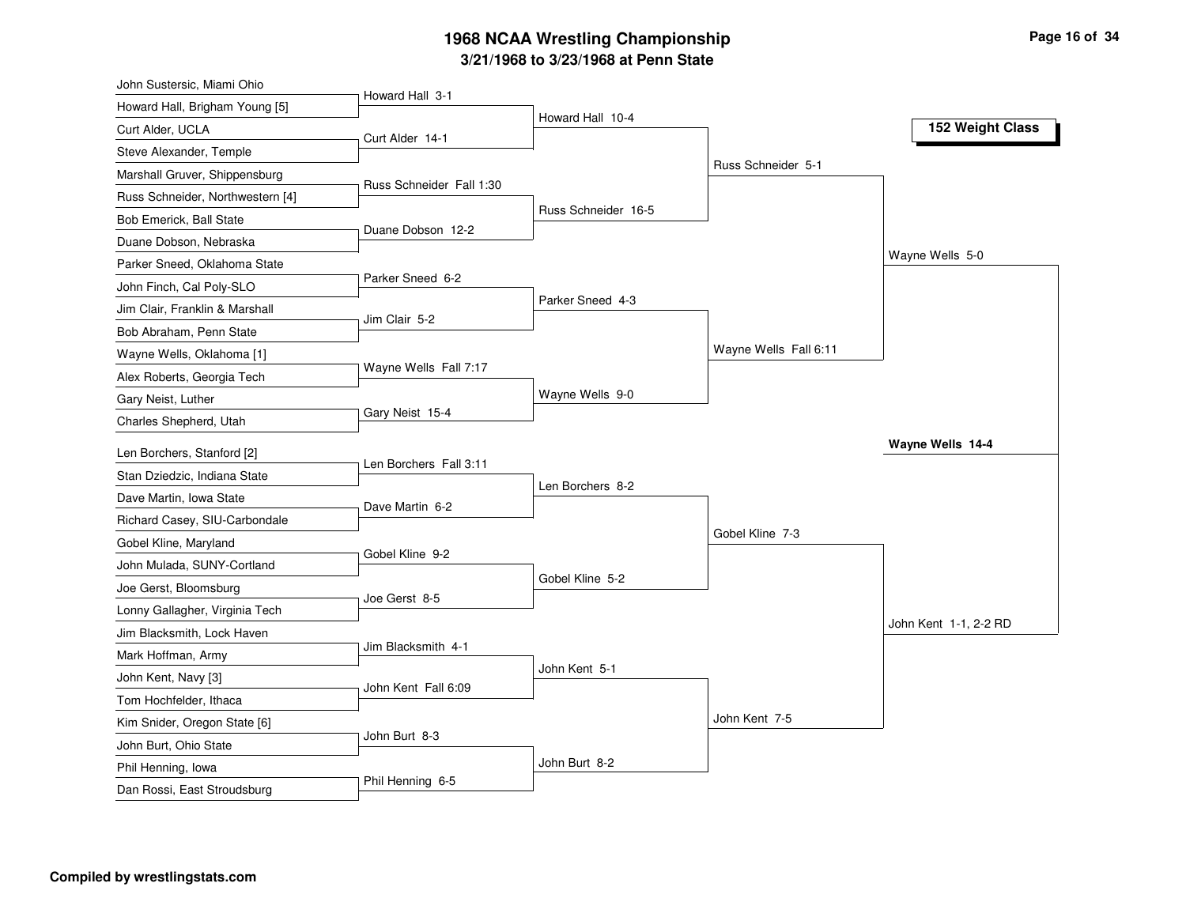# 1968 NCAA Wrestling Championship

## 3/21/1968 to 3/23/1968 at Penn State

### 152 Weight Class

**First Round**

- John Sustersic, Miami Ohio vs. Howard Hall, Brigham Young [5] — Howard Hall 3-1
- Curt Alder, UCLA vs. Steve Alexander, Temple — Curt Alder 14-1
- Marshall Gruver, Shippensburg vs. Russ Schneider, Northwestern [4] — Russ Schneider Fall 1:30
- Bob Emerick, Ball State vs. Duane Dobson, Nebraska — Duane Dobson 12-2
- Parker Sneed, Oklahoma State vs. John Finch, Cal Poly-SLO — Parker Sneed 6-2
- Jim Clair, Franklin & Marshall vs. Bob Abraham, Penn State — Jim Clair 5-2
- Wayne Wells, Oklahoma [1] vs. Alex Roberts, Georgia Tech — Wayne Wells Fall 7:17
- Gary Neist, Luther vs. Charles Shepherd, Utah — Gary Neist 15-4
- Len Borchers, Stanford [2] vs. Stan Dziedzic, Indiana State — Len Borchers Fall 3:11
- Dave Martin, Iowa State vs. Richard Casey, SIU-Carbondale — Dave Martin 6-2
- Gobel Kline, Maryland vs. John Mulada, SUNY-Cortland — Gobel Kline 9-2
- Joe Gerst, Bloomsburg vs. Lonny Gallagher, Virginia Tech — Joe Gerst 8-5
- Jim Blacksmith, Lock Haven vs. Mark Hoffman, Army — Jim Blacksmith 4-1
- John Kent, Navy [3] vs. Tom Hochfelder, Ithaca — John Kent Fall 6:09
- Kim Snider, Oregon State [6] vs. John Burt, Ohio State — John Burt 8-3
- Phil Henning, Iowa vs. Dan Rossi, East Stroudsburg — Phil Henning 6-5

**Second Round**

- Howard Hall 10-4
- Russ Schneider 16-5
- Parker Sneed 4-3
- Wayne Wells 9-0
- Len Borchers 8-2
- Gobel Kline 5-2
- John Kent 5-1
- John Burt 8-2

**Quarterfinals**

- Russ Schneider 5-1
- Wayne Wells Fall 6:11
- Gobel Kline 7-3
- John Kent 7-5

**Semifinals**

- Wayne Wells 5-0
- John Kent 1-1, 2-2 RD

**Final**

- **Wayne Wells 14-4**

**Compiled by wrestlingstats.com**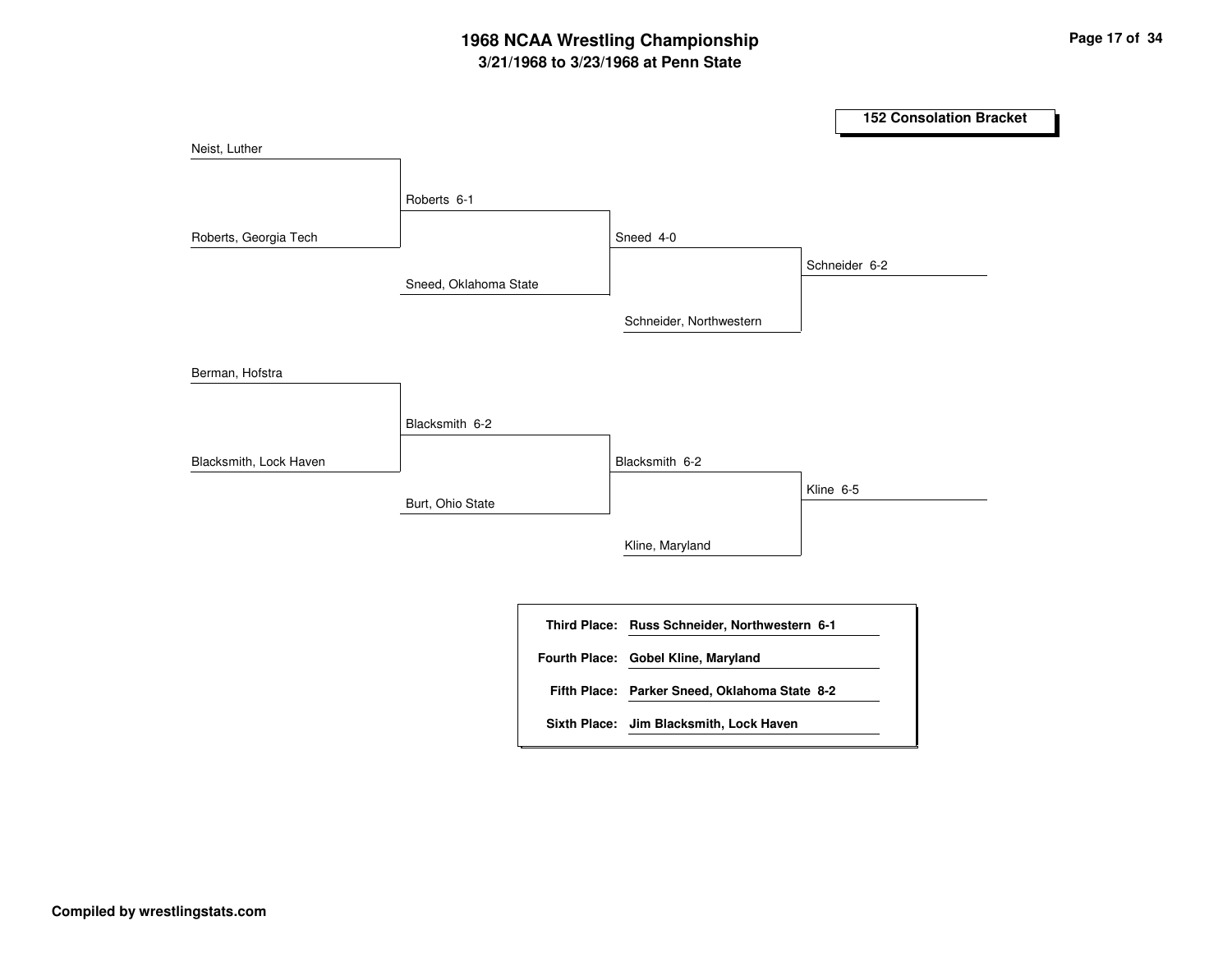# 1968 NCAA Wrestling Championship
## 3/21/1968 to 3/23/1968 at Penn State

### 152 Consolation Bracket

Neist, Luther
Roberts, Georgia Tech
- Roberts 6-1

Roberts 6-1
Sneed, Oklahoma State
- Sneed 4-0

Sneed 4-0
Schneider, Northwestern
- Schneider 6-2

Berman, Hofstra
Blacksmith, Lock Haven
- Blacksmith 6-2

Blacksmith 6-2
Burt, Ohio State
- Blacksmith 6-2

Blacksmith 6-2
Kline, Maryland
- Kline 6-5

**Third Place:** **Russ Schneider, Northwestern 6-1**

**Fourth Place:** **Gobel Kline, Maryland**

**Fifth Place:** **Parker Sneed, Oklahoma State 8-2**

**Sixth Place:** **Jim Blacksmith, Lock Haven**

**Compiled by wrestlingstats.com**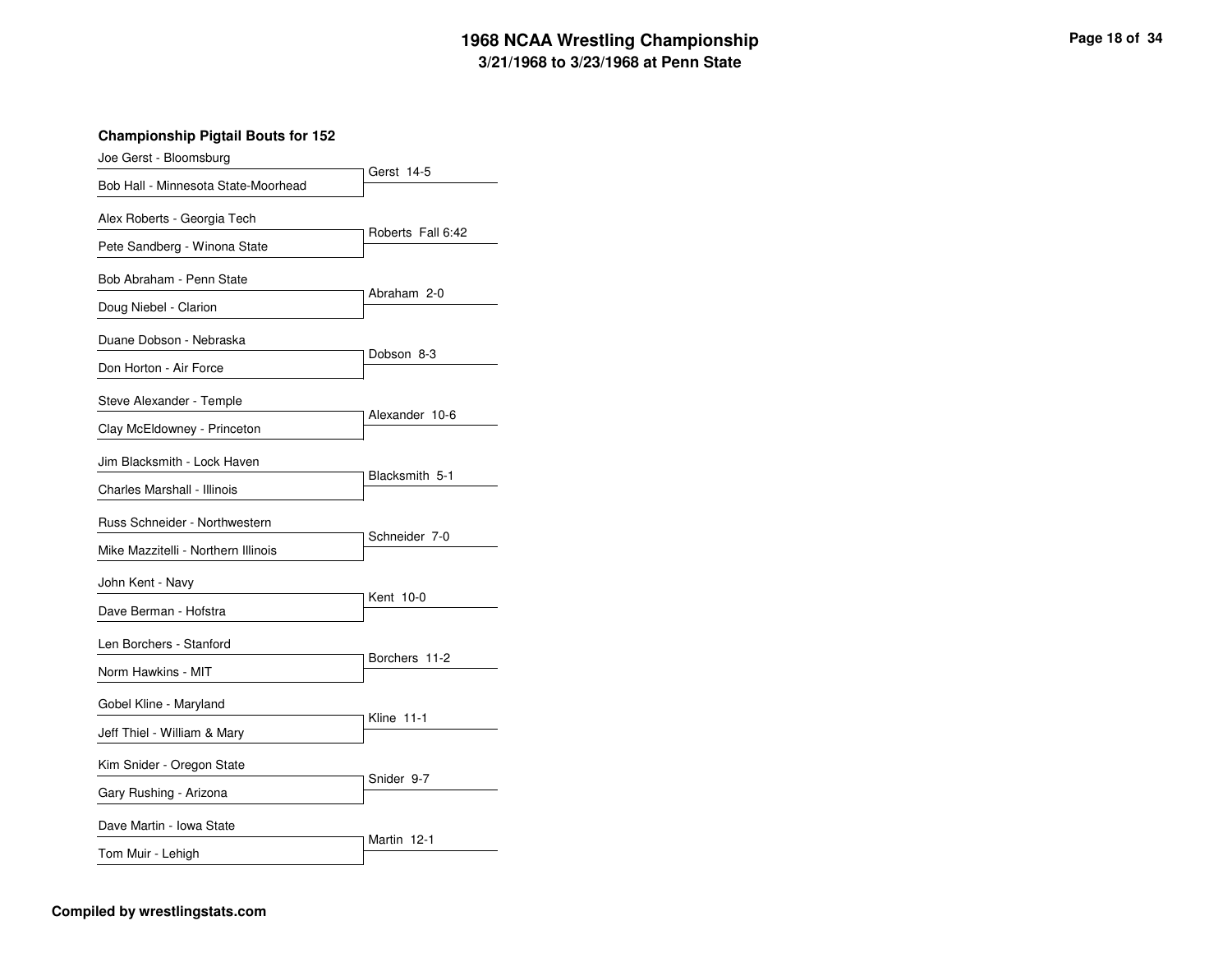### Championship Pigtail Bouts for 152

| Wrestler 1 | Wrestler 2 | Result |
| --- | --- | --- |
| Joe Gerst - Bloomsburg | Bob Hall - Minnesota State-Moorhead | Gerst 14-5 |
| Alex Roberts - Georgia Tech | Pete Sandberg - Winona State | Roberts Fall 6:42 |
| Bob Abraham - Penn State | Doug Niebel - Clarion | Abraham 2-0 |
| Duane Dobson - Nebraska | Don Horton - Air Force | Dobson 8-3 |
| Steve Alexander - Temple | Clay McEldowney - Princeton | Alexander 10-6 |
| Jim Blacksmith - Lock Haven | Charles Marshall - Illinois | Blacksmith 5-1 |
| Russ Schneider - Northwestern | Mike Mazzitelli - Northern Illinois | Schneider 7-0 |
| John Kent - Navy | Dave Berman - Hofstra | Kent 10-0 |
| Len Borchers - Stanford | Norm Hawkins - MIT | Borchers 11-2 |
| Gobel Kline - Maryland | Jeff Thiel - William & Mary | Kline 11-1 |
| Kim Snider - Oregon State | Gary Rushing - Arizona | Snider 9-7 |
| Dave Martin - Iowa State | Tom Muir - Lehigh | Martin 12-1 |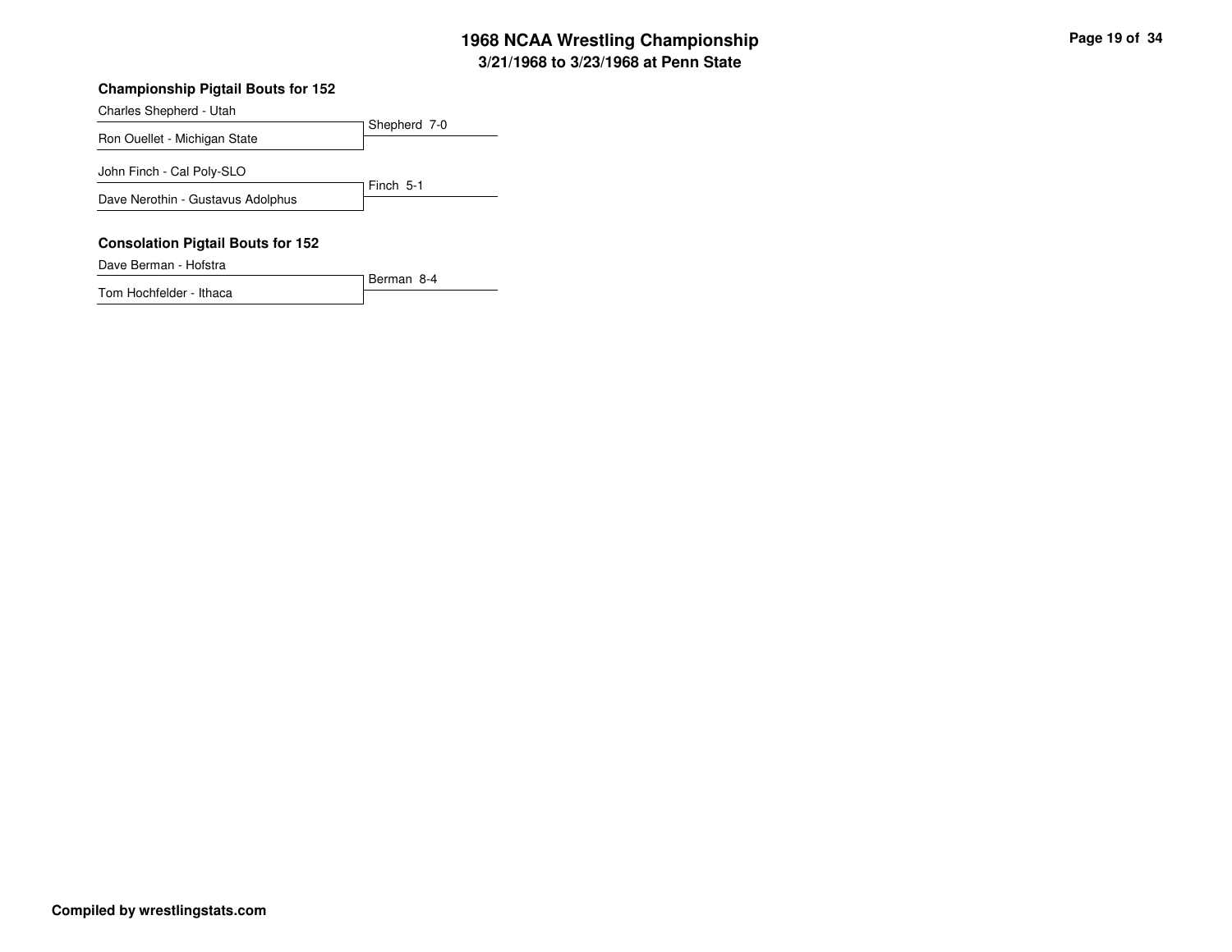# 1968 NCAA Wrestling Championship
## 3/21/1968 to 3/23/1968 at Penn State

### Championship Pigtail Bouts for 152

Charles Shepherd - Utah
Ron Ouellet - Michigan State
Shepherd 7-0

John Finch - Cal Poly-SLO
Dave Nerothin - Gustavus Adolphus
Finch 5-1

### Consolation Pigtail Bouts for 152

Dave Berman - Hofstra
Tom Hochfelder - Ithaca
Berman 8-4

**Compiled by wrestlingstats.com**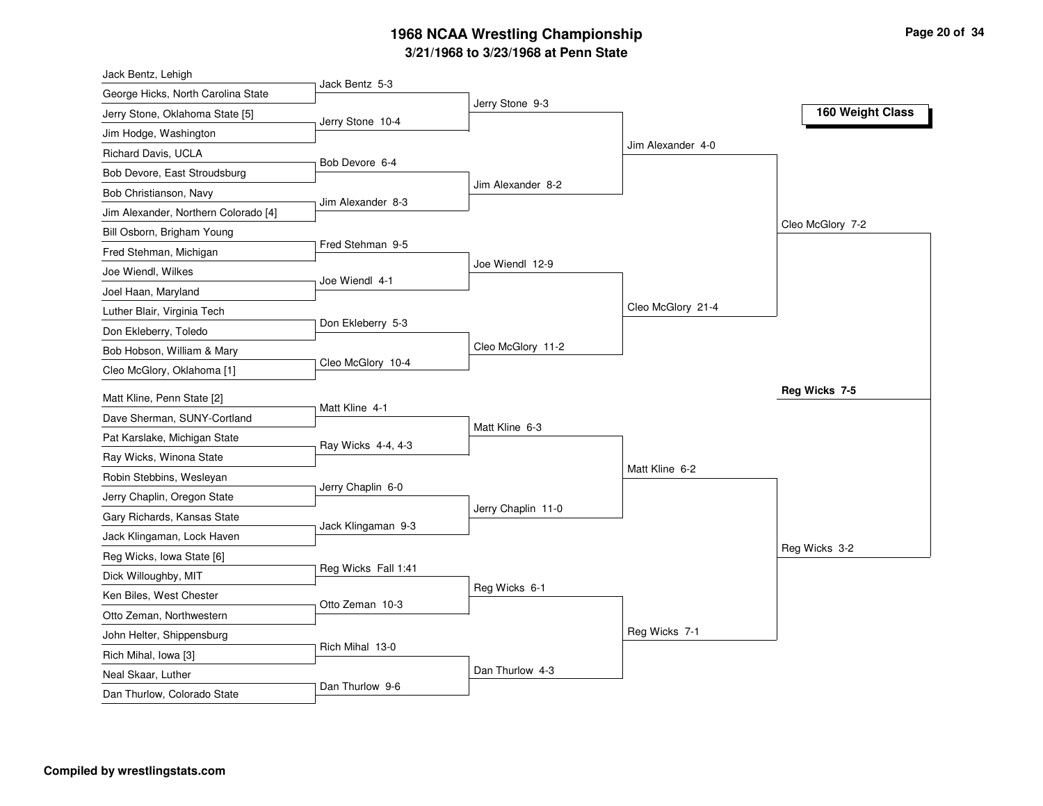# 1968 NCAA Wrestling Championship

## 3/21/1968 to 3/23/1968 at Penn State

### 160 Weight Class

**First Round**

| Wrestler | Wrestler | Winner |
|---|---|---|
| Jack Bentz, Lehigh | George Hicks, North Carolina State | Jack Bentz 5-3 |
| Jerry Stone, Oklahoma State [5] | Jim Hodge, Washington | Jerry Stone 10-4 |
| Richard Davis, UCLA | Bob Devore, East Stroudsburg | Bob Devore 6-4 |
| Bob Christianson, Navy | Jim Alexander, Northern Colorado [4] | Jim Alexander 8-3 |
| Bill Osborn, Brigham Young | Fred Stehman, Michigan | Fred Stehman 9-5 |
| Joe Wiendl, Wilkes | Joel Haan, Maryland | Joe Wiendl 4-1 |
| Luther Blair, Virginia Tech | Don Ekleberry, Toledo | Don Ekleberry 5-3 |
| Bob Hobson, William & Mary | Cleo McGlory, Oklahoma [1] | Cleo McGlory 10-4 |
| Matt Kline, Penn State [2] | Dave Sherman, SUNY-Cortland | Matt Kline 4-1 |
| Pat Karslake, Michigan State | Ray Wicks, Winona State | Ray Wicks 4-4, 4-3 |
| Robin Stebbins, Wesleyan | Jerry Chaplin, Oregon State | Jerry Chaplin 6-0 |
| Gary Richards, Kansas State | Jack Klingaman, Lock Haven | Jack Klingaman 9-3 |
| Reg Wicks, Iowa State [6] | Dick Willoughby, MIT | Reg Wicks Fall 1:41 |
| Ken Biles, West Chester | Otto Zeman, Northwestern | Otto Zeman 10-3 |
| John Helter, Shippensburg | Rich Mihal, Iowa [3] | Rich Mihal 13-0 |
| Neal Skaar, Luther | Dan Thurlow, Colorado State | Dan Thurlow 9-6 |

**Second Round**

- Jerry Stone 9-3
- Jim Alexander 8-2
- Joe Wiendl 12-9
- Cleo McGlory 11-2
- Matt Kline 6-3
- Jerry Chaplin 11-0
- Reg Wicks 6-1
- Dan Thurlow 4-3

**Quarterfinals**

- Jim Alexander 4-0
- Cleo McGlory 21-4
- Matt Kline 6-2
- Reg Wicks 7-1

**Semifinals**

- Cleo McGlory 7-2
- Reg Wicks 3-2

**Final**

- **Reg Wicks 7-5**

Compiled by wrestlingstats.com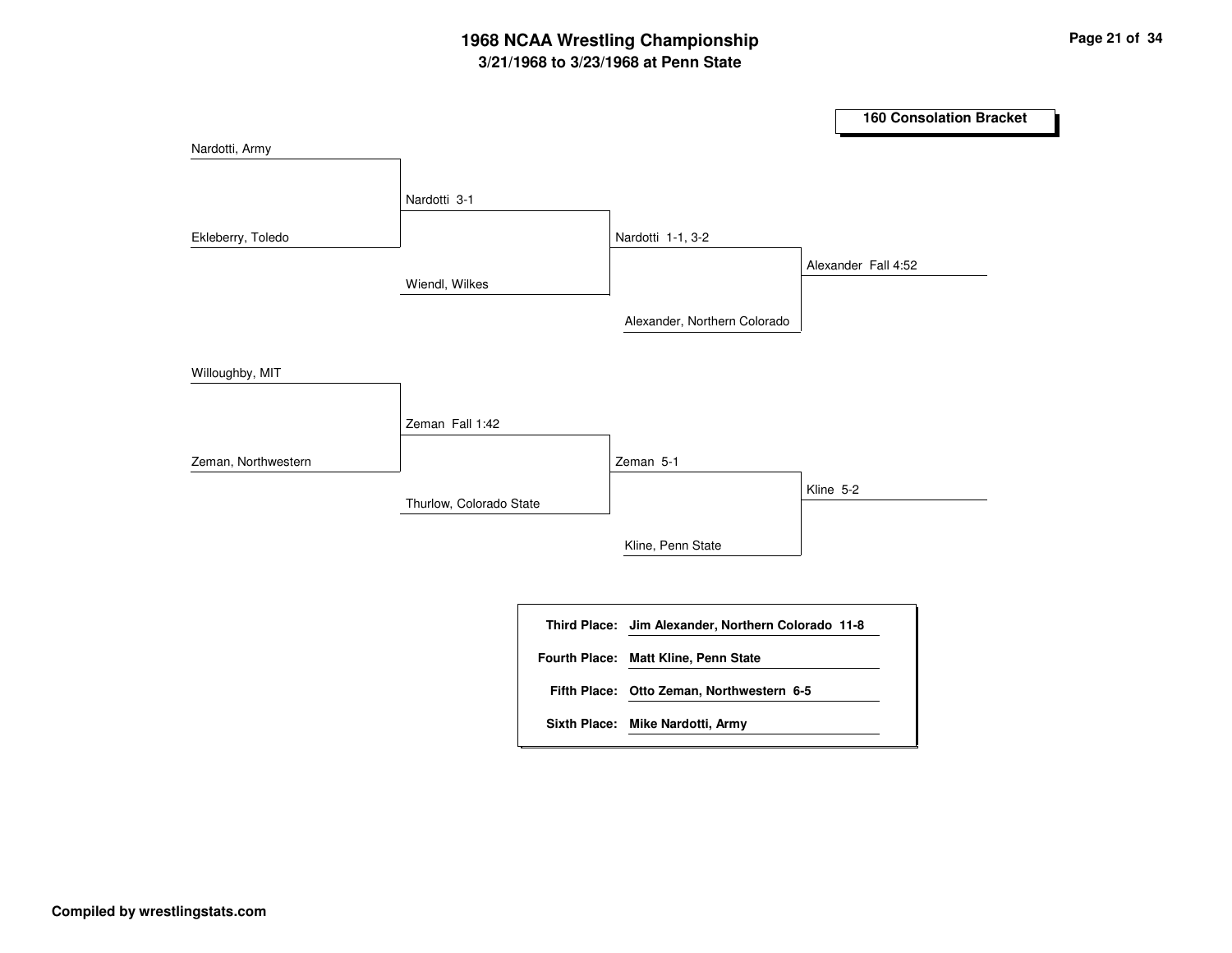# 1968 NCAA Wrestling Championship

## 3/21/1968 to 3/23/1968 at Penn State

### 160 Consolation Bracket

**Round 1**

- Nardotti, Army vs. Ekleberry, Toledo — Nardotti 3-1
- Willoughby, MIT vs. Zeman, Northwestern — Zeman Fall 1:42

**Round 2**

- Nardotti vs. Wiendl, Wilkes — Nardotti 1-1, 3-2
- Zeman vs. Thurlow, Colorado State — Zeman 5-1

**Round 3**

- Nardotti vs. Alexander, Northern Colorado — Alexander Fall 4:52
- Zeman vs. Kline, Penn State — Kline 5-2

| | |
|---|---|
| **Third Place:** | **Jim Alexander, Northern Colorado 11-8** |
| **Fourth Place:** | **Matt Kline, Penn State** |
| **Fifth Place:** | **Otto Zeman, Northwestern 6-5** |
| **Sixth Place:** | **Mike Nardotti, Army** |

**Compiled by wrestlingstats.com**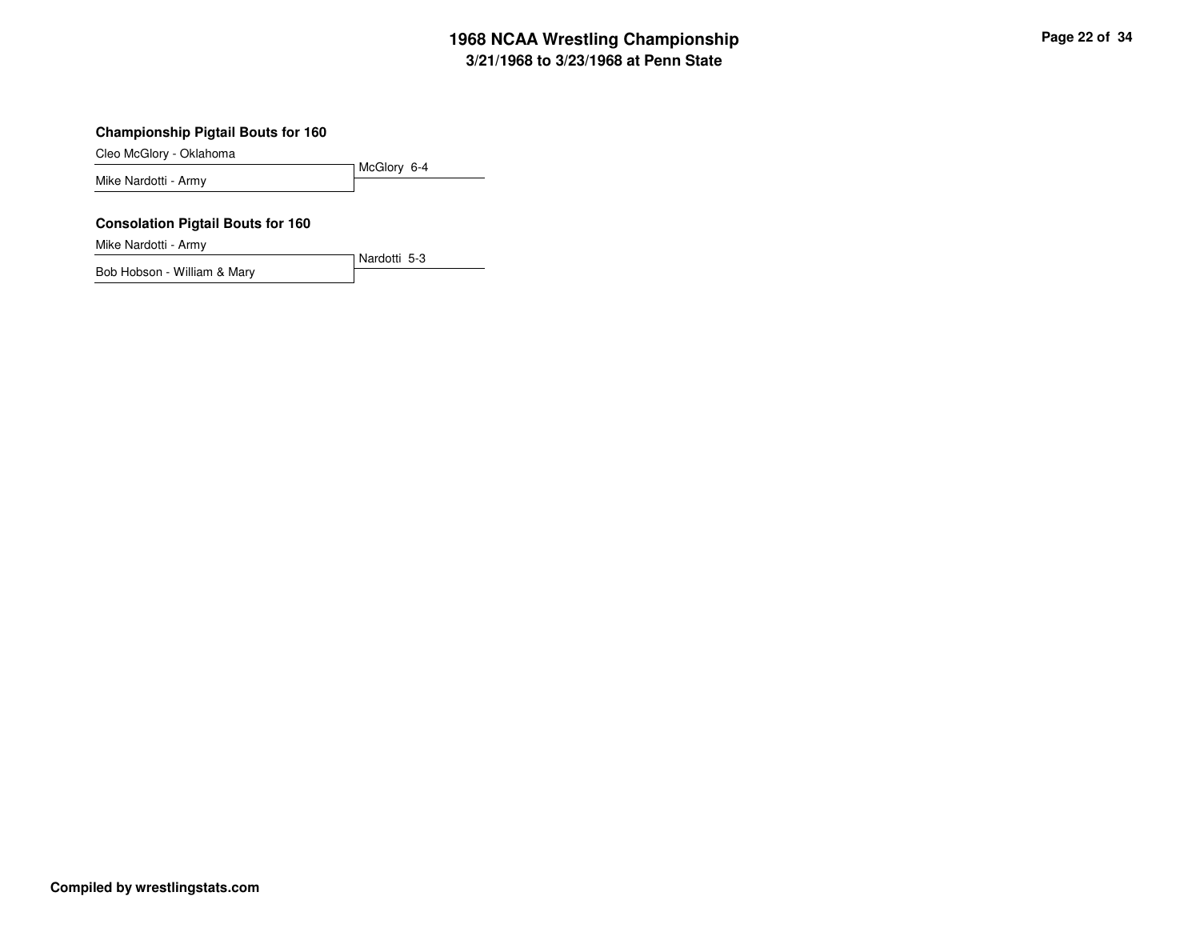### Championship Pigtail Bouts for 160

Cleo McGlory - Oklahoma

Mike Nardotti - Army

McGlory 6-4

### Consolation Pigtail Bouts for 160

Mike Nardotti - Army

Bob Hobson - William & Mary

Nardotti 5-3

**Compiled by wrestlingstats.com**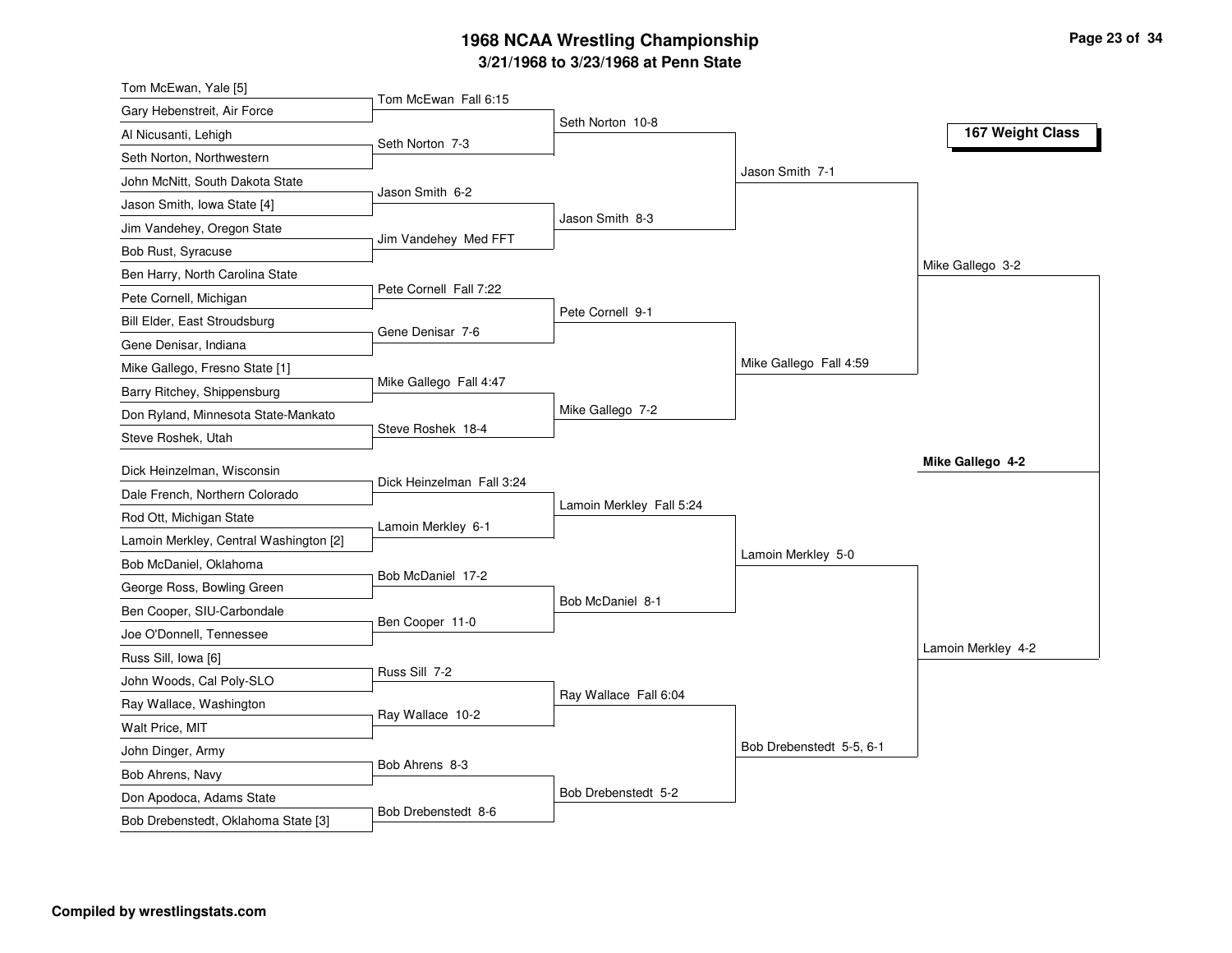# 1968 NCAA Wrestling Championship

## 3/21/1968 to 3/23/1968 at Penn State

### 167 Weight Class

**First Round**

- Tom McEwan, Yale [5] vs Gary Hebenstreit, Air Force — Tom McEwan Fall 6:15
- Al Nicusanti, Lehigh vs Seth Norton, Northwestern — Seth Norton 7-3
- John McNitt, South Dakota State vs Jason Smith, Iowa State [4] — Jason Smith 6-2
- Jim Vandehey, Oregon State vs Bob Rust, Syracuse — Jim Vandehey Med FFT
- Ben Harry, North Carolina State vs Pete Cornell, Michigan — Pete Cornell Fall 7:22
- Bill Elder, East Stroudsburg vs Gene Denisar, Indiana — Gene Denisar 7-6
- Mike Gallego, Fresno State [1] vs Barry Ritchey, Shippensburg — Mike Gallego Fall 4:47
- Don Ryland, Minnesota State-Mankato vs Steve Roshek, Utah — Steve Roshek 18-4
- Dick Heinzelman, Wisconsin vs Dale French, Northern Colorado — Dick Heinzelman Fall 3:24
- Rod Ott, Michigan State vs Lamoin Merkley, Central Washington [2] — Lamoin Merkley 6-1
- Bob McDaniel, Oklahoma vs George Ross, Bowling Green — Bob McDaniel 17-2
- Ben Cooper, SIU-Carbondale vs Joe O'Donnell, Tennessee — Ben Cooper 11-0
- Russ Sill, Iowa [6] vs John Woods, Cal Poly-SLO — Russ Sill 7-2
- Ray Wallace, Washington vs Walt Price, MIT — Ray Wallace 10-2
- John Dinger, Army vs Bob Ahrens, Navy — Bob Ahrens 8-3
- Don Apodoca, Adams State vs Bob Drebenstedt, Oklahoma State [3] — Bob Drebenstedt 8-6

**Second Round**

- Seth Norton 10-8
- Jason Smith 8-3
- Pete Cornell 9-1
- Mike Gallego 7-2
- Lamoin Merkley Fall 5:24
- Bob McDaniel 8-1
- Ray Wallace Fall 6:04
- Bob Drebenstedt 5-2

**Quarterfinals**

- Jason Smith 7-1
- Mike Gallego Fall 4:59
- Lamoin Merkley 5-0
- Bob Drebenstedt 5-5, 6-1

**Semifinals**

- Mike Gallego 3-2
- Lamoin Merkley 4-2

**Final**

- **Mike Gallego 4-2**

**Compiled by wrestlingstats.com**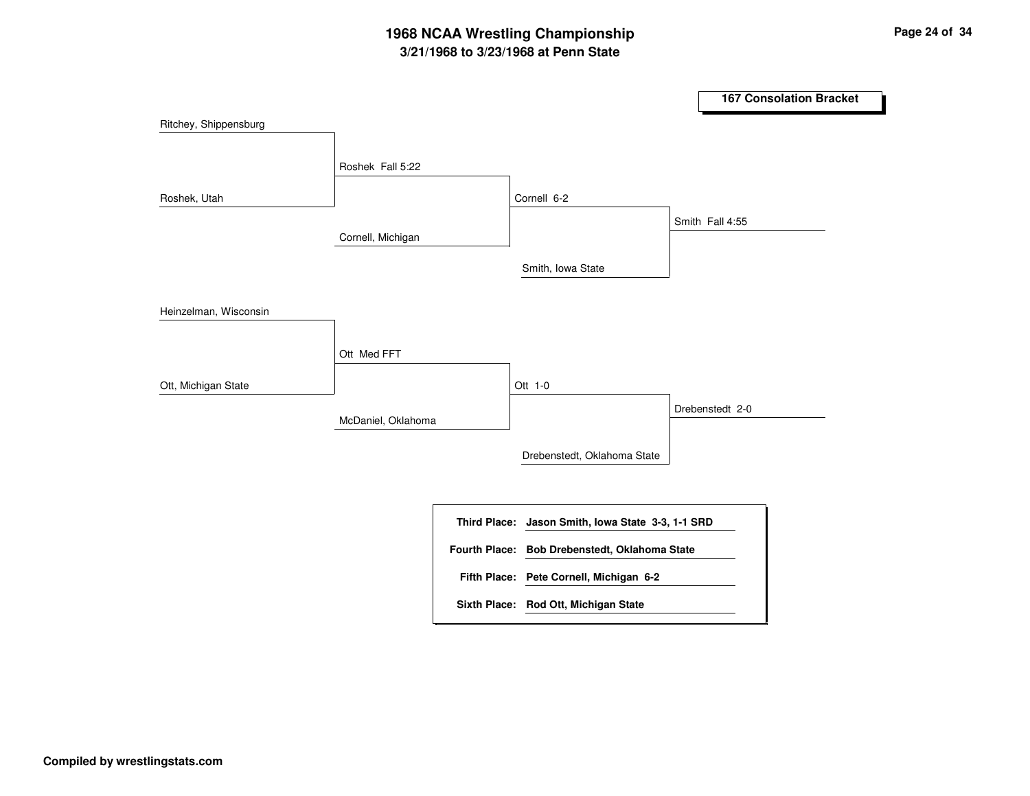# 1968 NCAA Wrestling Championship

## 3/21/1968 to 3/23/1968 at Penn State

### 167 Consolation Bracket

**First Round**
- Ritchey, Shippensburg
- Roshek, Utah
- Heinzelman, Wisconsin
- Ott, Michigan State

**Second Round**
- Roshek Fall 5:22
- Cornell, Michigan
- Ott Med FFT
- McDaniel, Oklahoma

**Third Round**
- Cornell 6-2
- Smith, Iowa State
- Ott 1-0
- Drebenstedt, Oklahoma State

**Fourth Round**
- Smith Fall 4:55
- Drebenstedt 2-0

| | |
|---|---|
| **Third Place:** | **Jason Smith, Iowa State 3-3, 1-1 SRD** |
| **Fourth Place:** | **Bob Drebenstedt, Oklahoma State** |
| **Fifth Place:** | **Pete Cornell, Michigan 6-2** |
| **Sixth Place:** | **Rod Ott, Michigan State** |

**Compiled by wrestlingstats.com**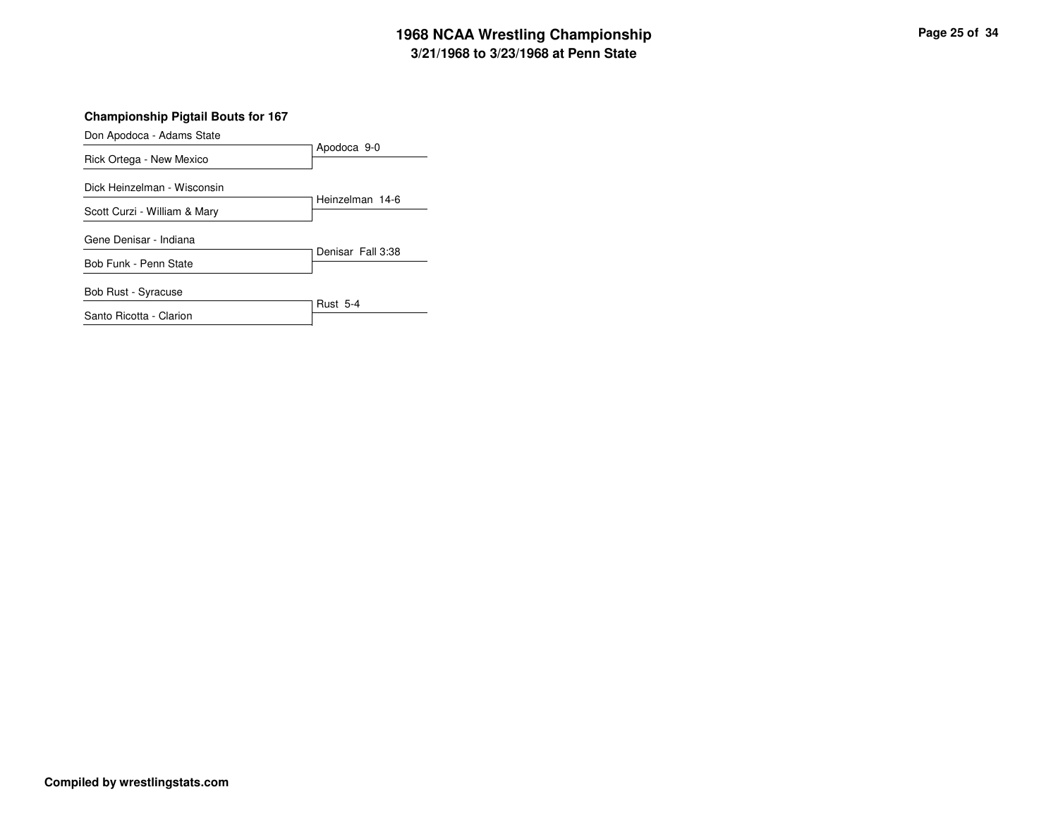# 1968 NCAA Wrestling Championship
## 3/21/1968 to 3/23/1968 at Penn State

### Championship Pigtail Bouts for 167

| Wrestlers | Result |
| --- | --- |
| Don Apodoca - Adams State vs. Rick Ortega - New Mexico | Apodoca 9-0 |
| Dick Heinzelman - Wisconsin vs. Scott Curzi - William & Mary | Heinzelman 14-6 |
| Gene Denisar - Indiana vs. Bob Funk - Penn State | Denisar Fall 3:38 |
| Bob Rust - Syracuse vs. Santo Ricotta - Clarion | Rust 5-4 |

Compiled by wrestlingstats.com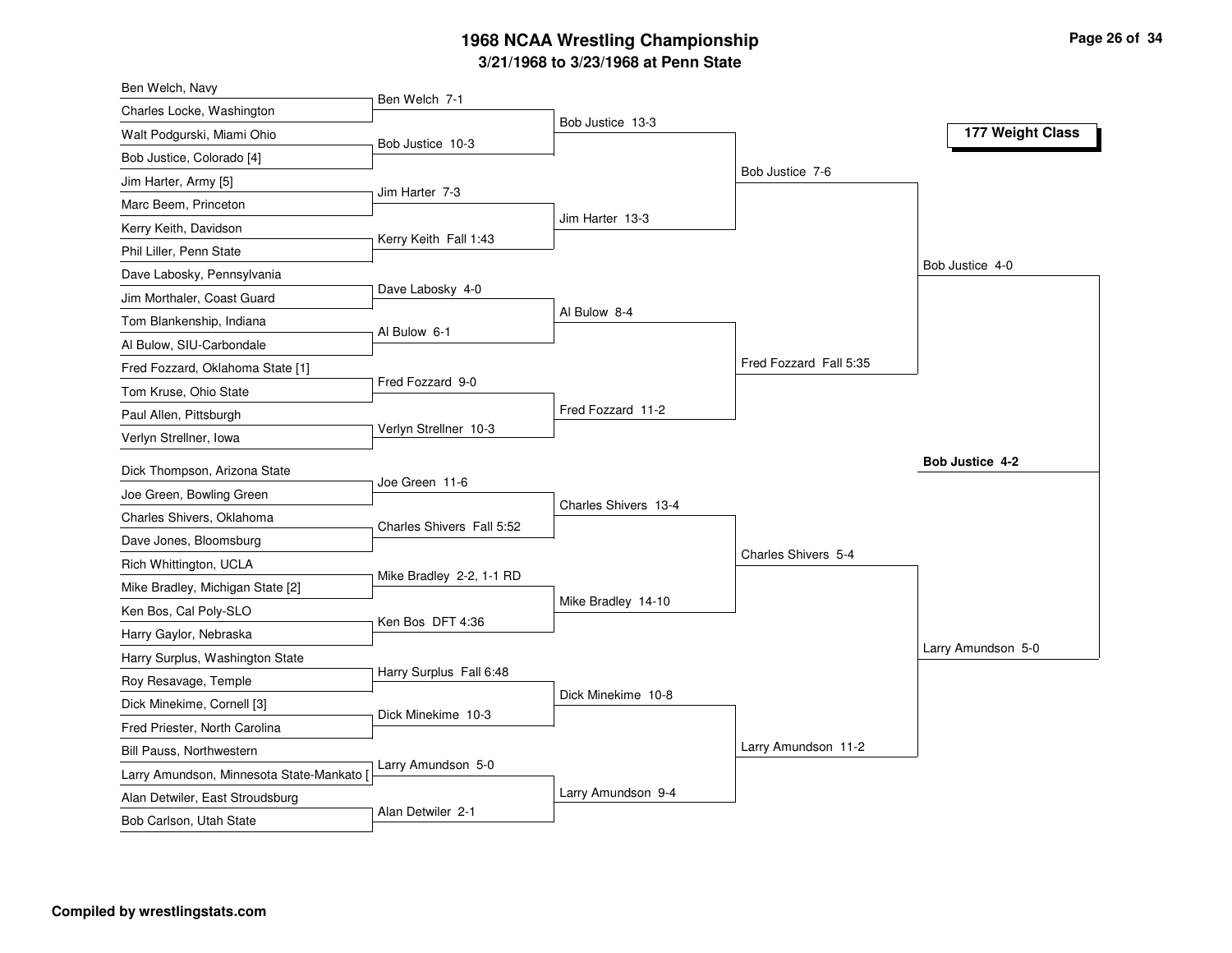# 1968 NCAA Wrestling Championship

## 3/21/1968 to 3/23/1968 at Penn State

### 177 Weight Class

**First Round**

- Ben Welch, Navy vs. Charles Locke, Washington — Ben Welch 7-1
- Walt Podgurski, Miami Ohio vs. Bob Justice, Colorado [4] — Bob Justice 10-3
- Jim Harter, Army [5] vs. Marc Beem, Princeton — Jim Harter 7-3
- Kerry Keith, Davidson vs. Phil Liller, Penn State — Kerry Keith Fall 1:43
- Dave Labosky, Pennsylvania vs. Jim Morthaler, Coast Guard — Dave Labosky 4-0
- Tom Blankenship, Indiana vs. Al Bulow, SIU-Carbondale — Al Bulow 6-1
- Fred Fozzard, Oklahoma State [1] vs. Tom Kruse, Ohio State — Fred Fozzard 9-0
- Paul Allen, Pittsburgh vs. Verlyn Strellner, Iowa — Verlyn Strellner 10-3
- Dick Thompson, Arizona State vs. Joe Green, Bowling Green — Joe Green 11-6
- Charles Shivers, Oklahoma vs. Dave Jones, Bloomsburg — Charles Shivers Fall 5:52
- Rich Whittington, UCLA vs. Mike Bradley, Michigan State [2] — Mike Bradley 2-2, 1-1 RD
- Ken Bos, Cal Poly-SLO vs. Harry Gaylor, Nebraska — Ken Bos DFT 4:36
- Harry Surplus, Washington State vs. Roy Resavage, Temple — Harry Surplus Fall 6:48
- Dick Minekime, Cornell [3] vs. Fred Priester, North Carolina — Dick Minekime 10-3
- Bill Pauss, Northwestern vs. Larry Amundson, Minnesota State-Mankato [ — Larry Amundson 5-0
- Alan Detwiler, East Stroudsburg vs. Bob Carlson, Utah State — Alan Detwiler 2-1

**Second Round**

- Bob Justice 13-3
- Jim Harter 13-3
- Al Bulow 8-4
- Fred Fozzard 11-2
- Charles Shivers 13-4
- Mike Bradley 14-10
- Dick Minekime 10-8
- Larry Amundson 9-4

**Quarterfinals**

- Bob Justice 7-6
- Fred Fozzard Fall 5:35
- Charles Shivers 5-4
- Larry Amundson 11-2

**Semifinals**

- Bob Justice 4-0
- Larry Amundson 5-0

**Final**

- **Bob Justice 4-2**

Compiled by wrestlingstats.com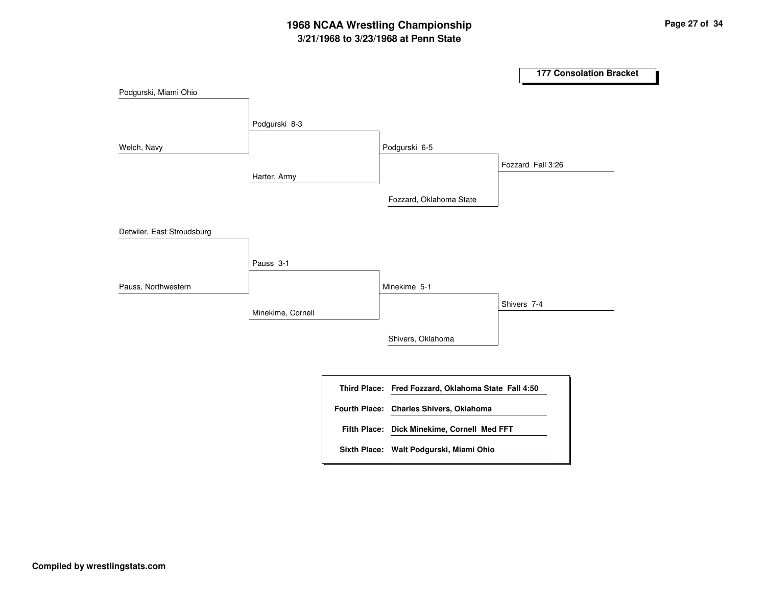# 1968 NCAA Wrestling Championship

## 3/21/1968 to 3/23/1968 at Penn State

### 177 Consolation Bracket

| Round 1 | Round 2 | Round 3 | Round 4 |
|---|---|---|---|
| Podgurski, Miami Ohio | | | |
| Welch, Navy | Podgurski 8-3 | | |
| | Harter, Army | Podgurski 6-5 | |
| | | Fozzard, Oklahoma State | Fozzard Fall 3:26 |
| Detwiler, East Stroudsburg | | | |
| Pauss, Northwestern | Pauss 3-1 | | |
| | Minekime, Cornell | Minekime 5-1 | |
| | | Shivers, Oklahoma | Shivers 7-4 |

| Place | Result |
|---|---|
| **Third Place:** | **Fred Fozzard, Oklahoma State Fall 4:50** |
| **Fourth Place:** | **Charles Shivers, Oklahoma** |
| **Fifth Place:** | **Dick Minekime, Cornell Med FFT** |
| **Sixth Place:** | **Walt Podgurski, Miami Ohio** |

**Compiled by wrestlingstats.com**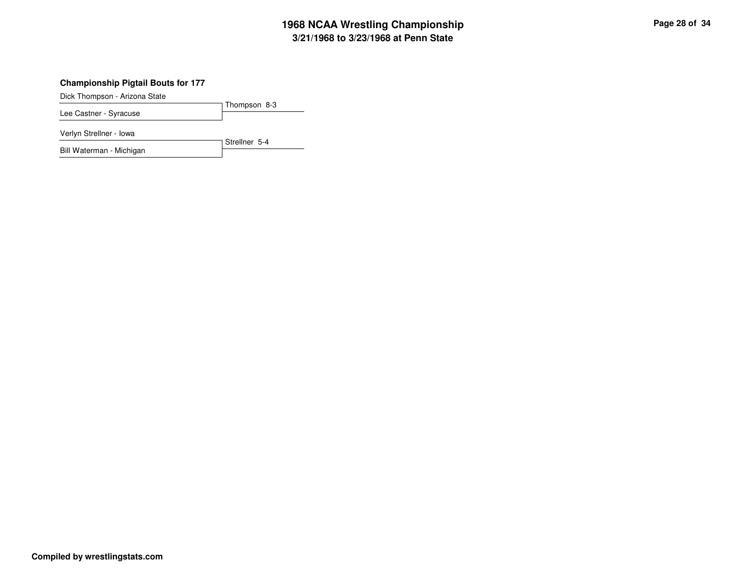**Championship Pigtail Bouts for 177**

Dick Thompson - Arizona State
Lee Castner - Syracuse
Thompson 8-3

Verlyn Strellner - Iowa
Bill Waterman - Michigan
Strellner 5-4

**Compiled by wrestlingstats.com**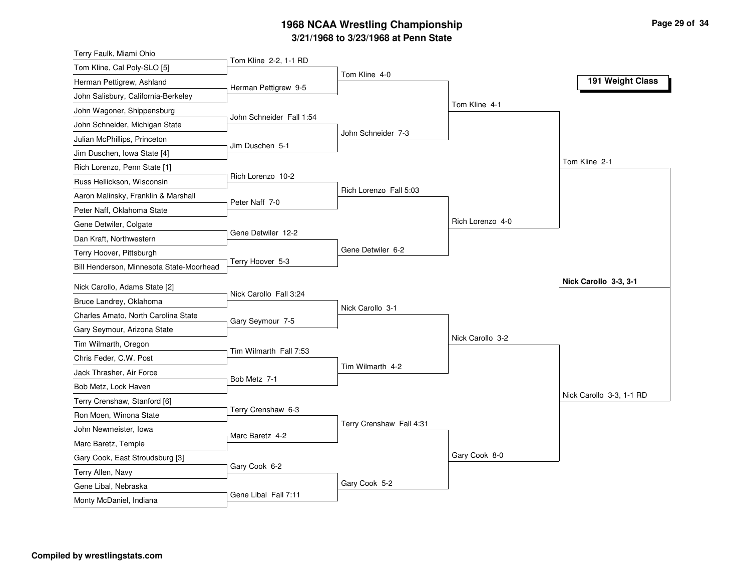# 1968 NCAA Wrestling Championship

## 3/21/1968 to 3/23/1968 at Penn State

### 191 Weight Class

**First Round**

- Terry Faulk, Miami Ohio vs. Tom Kline, Cal Poly-SLO [5] — Tom Kline 2-2, 1-1 RD
- Herman Pettigrew, Ashland vs. John Salisbury, California-Berkeley — Herman Pettigrew 9-5
- John Wagoner, Shippensburg vs. John Schneider, Michigan State — John Schneider Fall 1:54
- Julian McPhillips, Princeton vs. Jim Duschen, Iowa State [4] — Jim Duschen 5-1
- Rich Lorenzo, Penn State [1] vs. Russ Hellickson, Wisconsin — Rich Lorenzo 10-2
- Aaron Malinsky, Franklin & Marshall vs. Peter Naff, Oklahoma State — Peter Naff 7-0
- Gene Detwiler, Colgate vs. Dan Kraft, Northwestern — Gene Detwiler 12-2
- Terry Hoover, Pittsburgh vs. Bill Henderson, Minnesota State-Moorhead — Terry Hoover 5-3
- Nick Carollo, Adams State [2] vs. Bruce Landrey, Oklahoma — Nick Carollo Fall 3:24
- Charles Amato, North Carolina State vs. Gary Seymour, Arizona State — Gary Seymour 7-5
- Tim Wilmarth, Oregon vs. Chris Feder, C.W. Post — Tim Wilmarth Fall 7:53
- Jack Thrasher, Air Force vs. Bob Metz, Lock Haven — Bob Metz 7-1
- Terry Crenshaw, Stanford [6] vs. Ron Moen, Winona State — Terry Crenshaw 6-3
- John Newmeister, Iowa vs. Marc Baretz, Temple — Marc Baretz 4-2
- Gary Cook, East Stroudsburg [3] vs. Terry Allen, Navy — Gary Cook 6-2
- Gene Libal, Nebraska vs. Monty McDaniel, Indiana — Gene Libal Fall 7:11

**Second Round**

- Tom Kline 4-0
- John Schneider 7-3
- Rich Lorenzo Fall 5:03
- Gene Detwiler 6-2
- Nick Carollo 3-1
- Tim Wilmarth 4-2
- Terry Crenshaw Fall 4:31
- Gary Cook 5-2

**Quarterfinals**

- Tom Kline 4-1
- Rich Lorenzo 4-0
- Nick Carollo 3-2
- Gary Cook 8-0

**Semifinals**

- Tom Kline 2-1
- Nick Carollo 3-3, 1-1 RD

**Final**

- **Nick Carollo 3-3, 3-1**

**Compiled by wrestlingstats.com**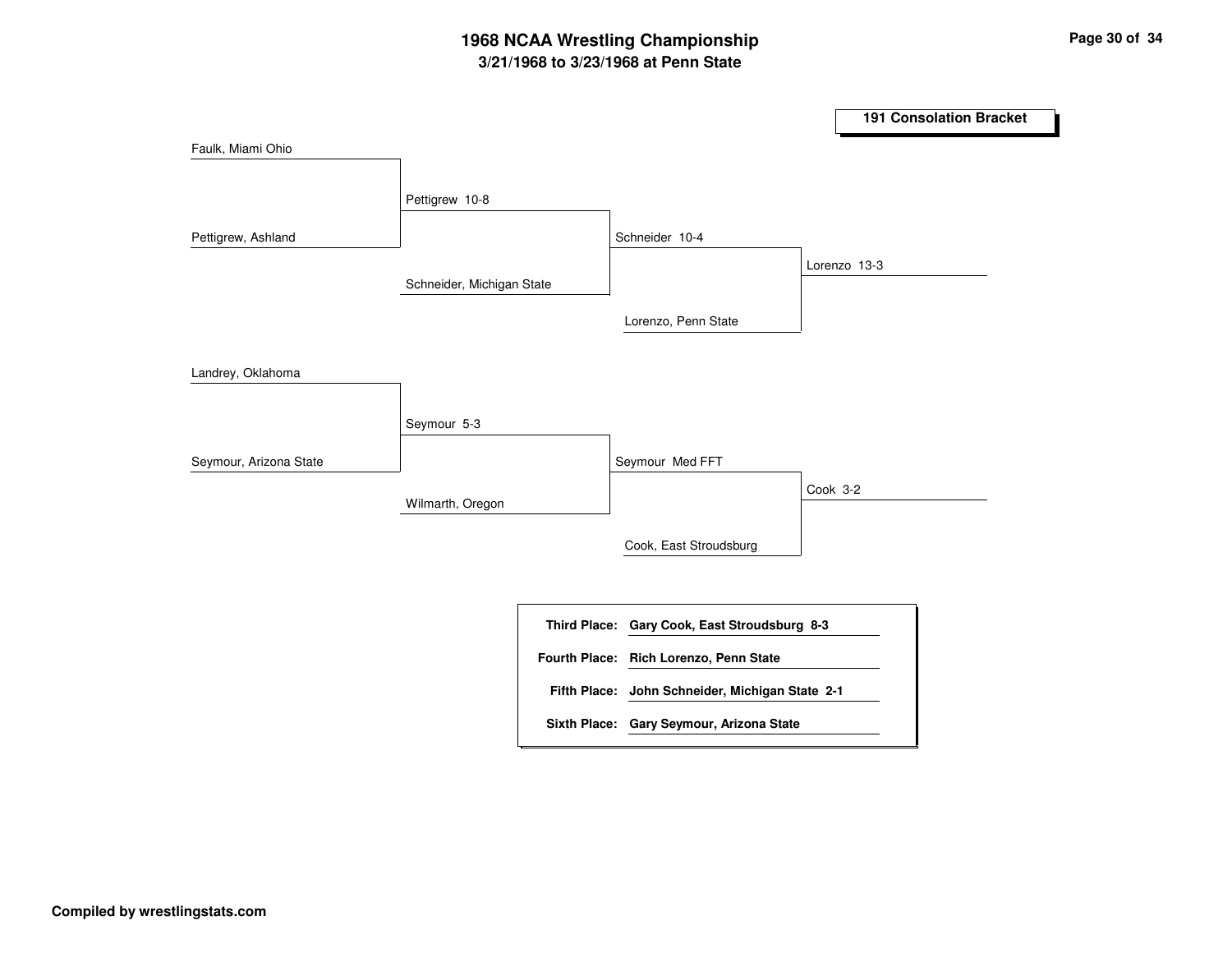# 1968 NCAA Wrestling Championship

## 3/21/1968 to 3/23/1968 at Penn State

### 191 Consolation Bracket

**Round 1**

- Faulk, Miami Ohio vs. Pettigrew, Ashland — Pettigrew 10-8
- Landrey, Oklahoma vs. Seymour, Arizona State — Seymour 5-3

**Round 2**

- Pettigrew vs. Schneider, Michigan State — Schneider 10-4
- Seymour vs. Wilmarth, Oregon — Seymour Med FFT

**Round 3**

- Schneider vs. Lorenzo, Penn State — Lorenzo 13-3
- Seymour vs. Cook, East Stroudsburg — Cook 3-2

| | |
|---|---|
| **Third Place:** | **Gary Cook, East Stroudsburg 8-3** |
| **Fourth Place:** | **Rich Lorenzo, Penn State** |
| **Fifth Place:** | **John Schneider, Michigan State 2-1** |
| **Sixth Place:** | **Gary Seymour, Arizona State** |

**Compiled by wrestlingstats.com**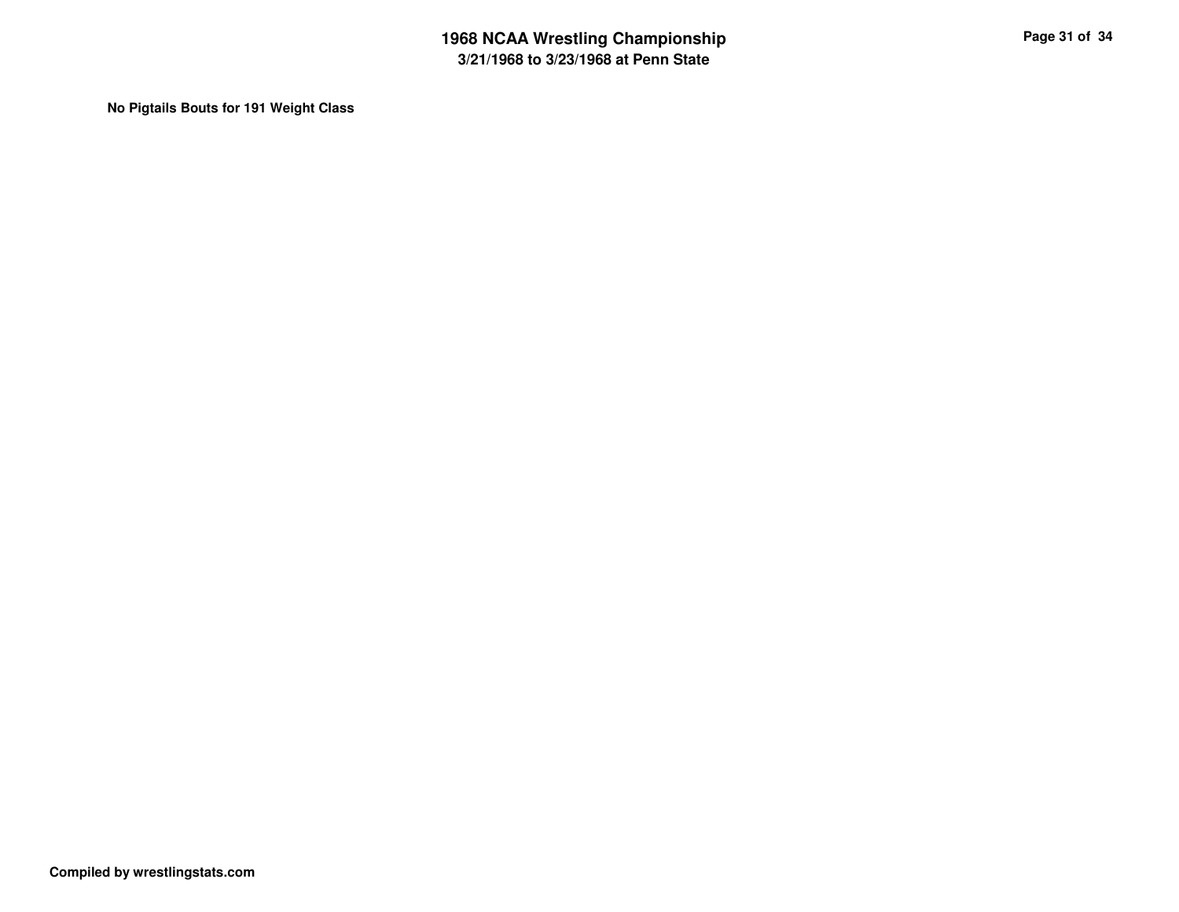**No Pigtails Bouts for 191 Weight Class**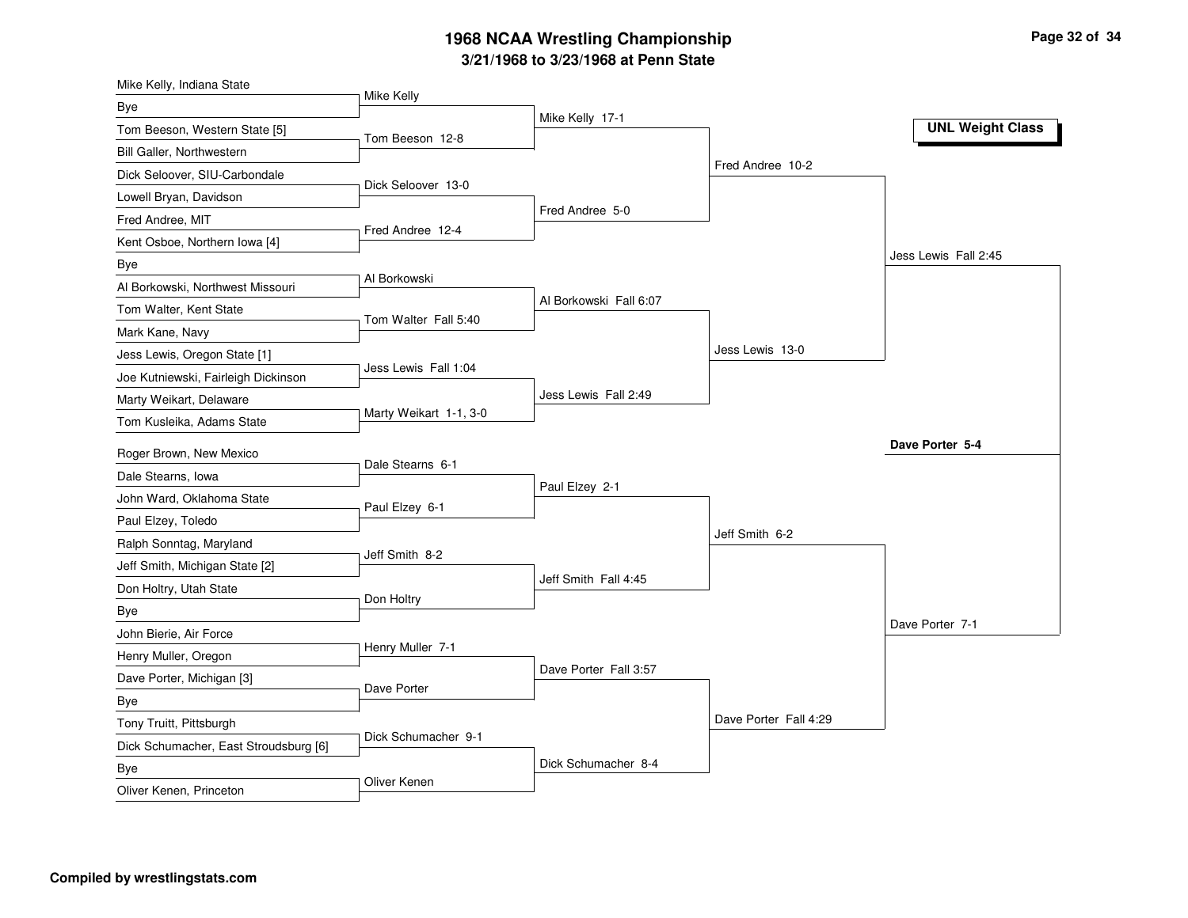# 1968 NCAA Wrestling Championship

## 3/21/1968 to 3/23/1968 at Penn State

### UNL Weight Class

| First Round | Second Round | Quarterfinals | Semifinals | Final |
|---|---|---|---|---|
| Mike Kelly, Indiana State vs Bye | Mike Kelly | | | |
| Tom Beeson, Western State [5] vs Bill Galler, Northwestern | Tom Beeson 12-8 | Mike Kelly 17-1 | | |
| Dick Seloover, SIU-Carbondale vs Lowell Bryan, Davidson | Dick Seloover 13-0 | | | |
| Fred Andree, MIT vs Kent Osboe, Northern Iowa [4] | Fred Andree 12-4 | Fred Andree 5-0 | Fred Andree 10-2 | |
| Bye vs Al Borkowski, Northwest Missouri | Al Borkowski | | | |
| Tom Walter, Kent State vs Mark Kane, Navy | Tom Walter Fall 5:40 | Al Borkowski Fall 6:07 | | |
| Jess Lewis, Oregon State [1] vs Joe Kutniewski, Fairleigh Dickinson | Jess Lewis Fall 1:04 | | | |
| Marty Weikart, Delaware vs Tom Kusleika, Adams State | Marty Weikart 1-1, 3-0 | Jess Lewis Fall 2:49 | Jess Lewis 13-0 | Jess Lewis Fall 2:45 |
| Roger Brown, New Mexico vs Dale Stearns, Iowa | Dale Stearns 6-1 | | | |
| John Ward, Oklahoma State vs Paul Elzey, Toledo | Paul Elzey 6-1 | Paul Elzey 2-1 | | |
| Ralph Sonntag, Maryland vs Jeff Smith, Michigan State [2] | Jeff Smith 8-2 | | | |
| Don Holtry, Utah State vs Bye | Don Holtry | Jeff Smith Fall 4:45 | Jeff Smith 6-2 | |
| John Bierie, Air Force vs Henry Muller, Oregon | Henry Muller 7-1 | | | |
| Dave Porter, Michigan [3] vs Bye | Dave Porter | Dave Porter Fall 3:57 | | |
| Tony Truitt, Pittsburgh vs Dick Schumacher, East Stroudsburg [6] | Dick Schumacher 9-1 | | | |
| Bye vs Oliver Kenen, Princeton | Oliver Kenen | Dick Schumacher 8-4 | Dave Porter Fall 4:29 | Dave Porter 7-1 |

**Champion: Dave Porter 5-4**

Compiled by wrestlingstats.com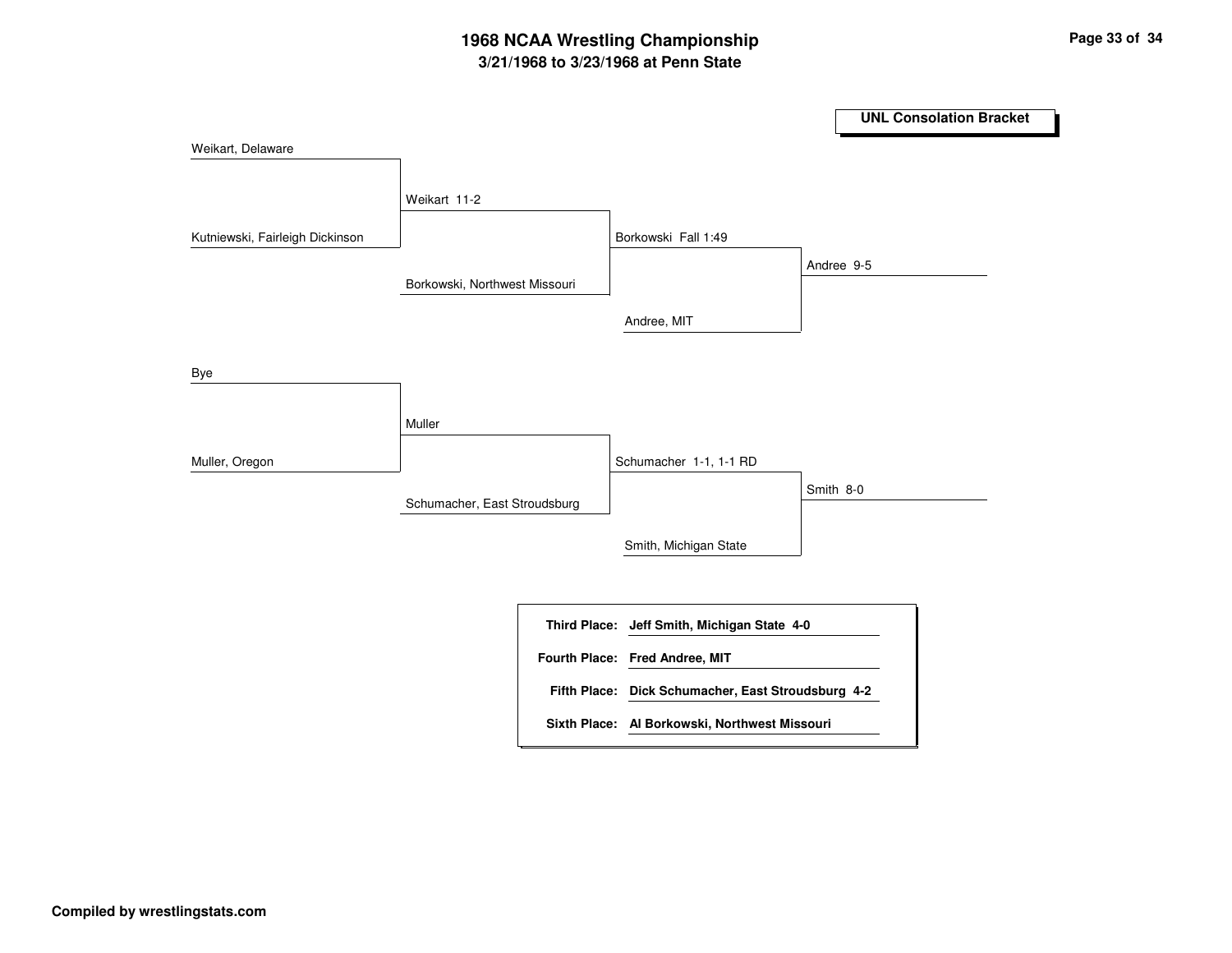# 1968 NCAA Wrestling Championship

## 3/21/1968 to 3/23/1968 at Penn State

### UNL Consolation Bracket

Weikart, Delaware

Kutniewski, Fairleigh Dickinson

Weikart 11-2

Borkowski, Northwest Missouri

Borkowski Fall 1:49

Andree, MIT

Andree 9-5

Bye

Muller, Oregon

Muller

Schumacher, East Stroudsburg

Schumacher 1-1, 1-1 RD

Smith, Michigan State

Smith 8-0

| | |
|---|---|
| **Third Place:** | **Jeff Smith, Michigan State 4-0** |
| **Fourth Place:** | **Fred Andree, MIT** |
| **Fifth Place:** | **Dick Schumacher, East Stroudsburg 4-2** |
| **Sixth Place:** | **Al Borkowski, Northwest Missouri** |

**Compiled by wrestlingstats.com**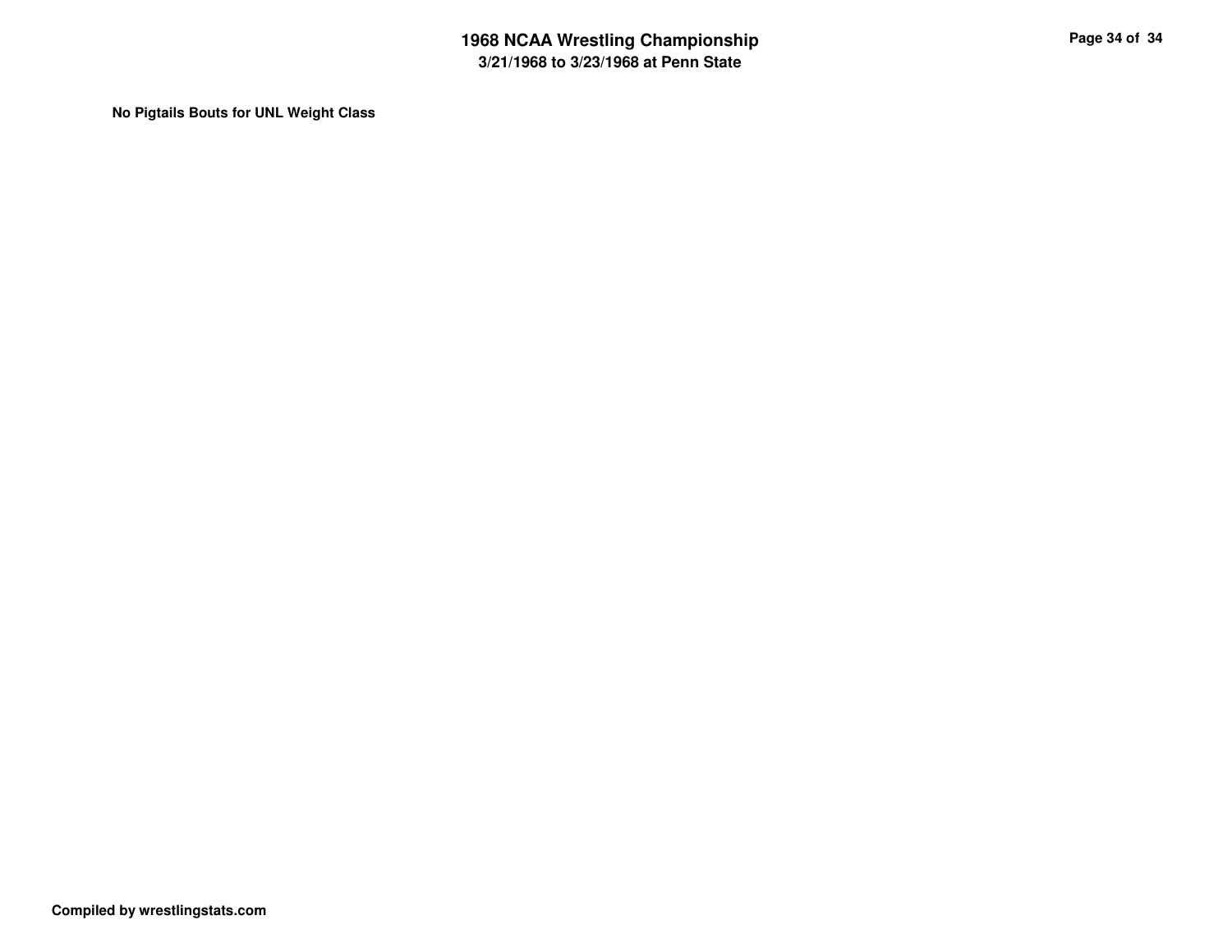**No Pigtails Bouts for UNL Weight Class**